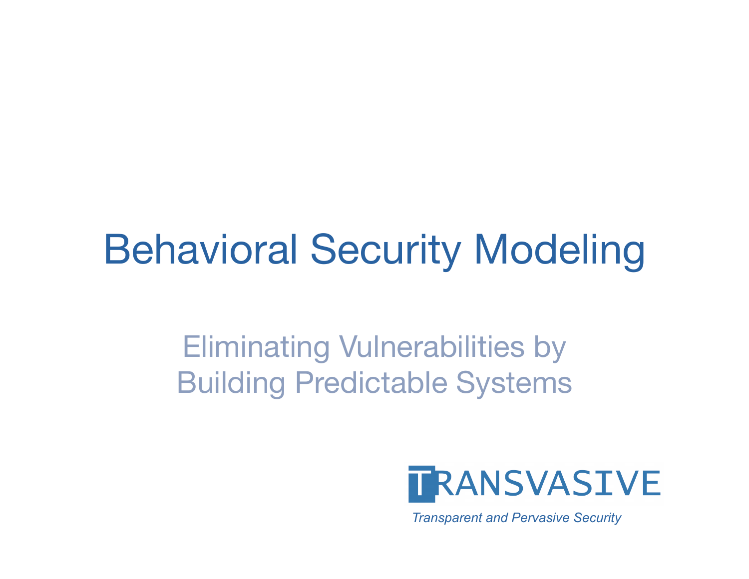# Behavioral Security Modeling

## Eliminating Vulnerabilities by Building Predictable Systems

TRANSVASIVE

*Transparent and Pervasive Security*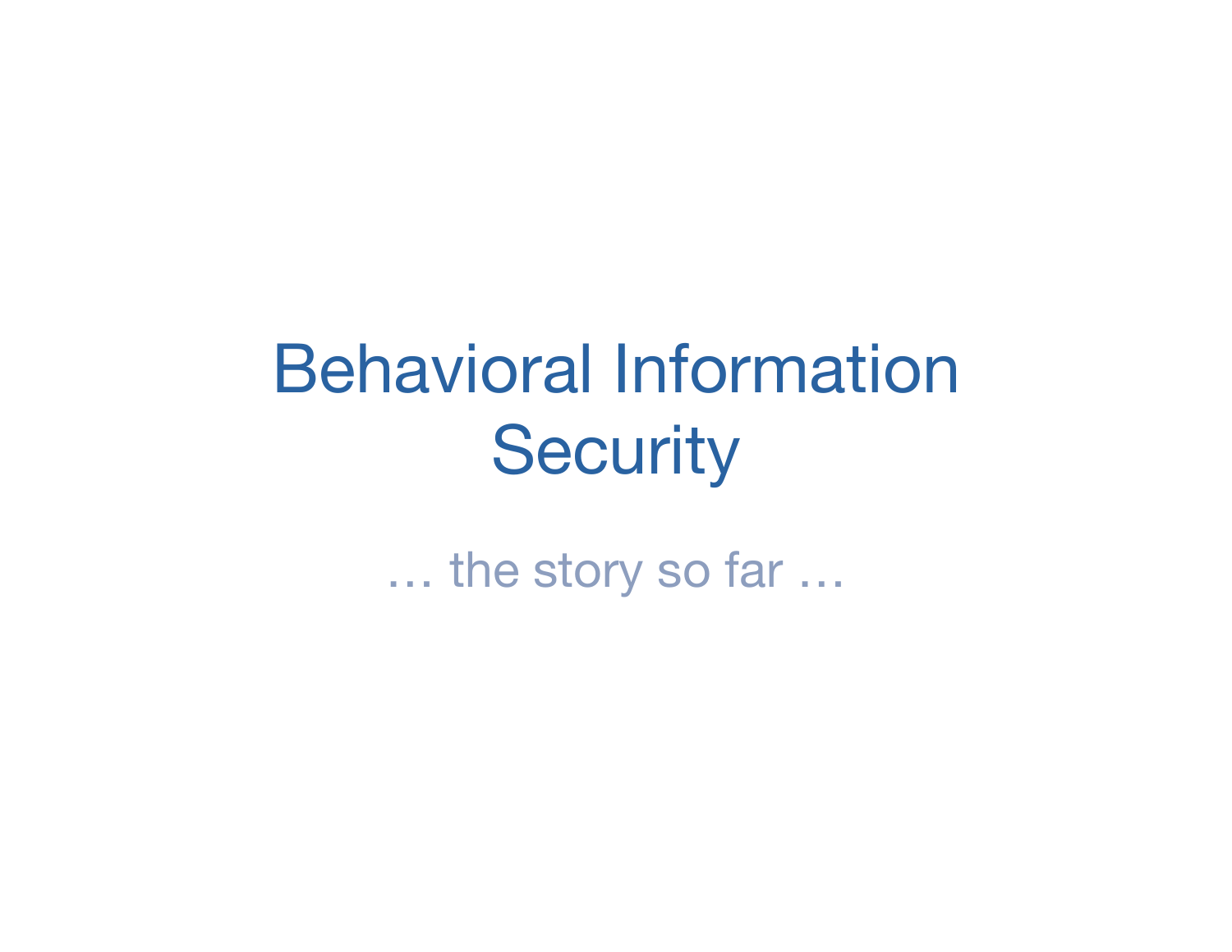# Behavioral Information Security

… the story so far …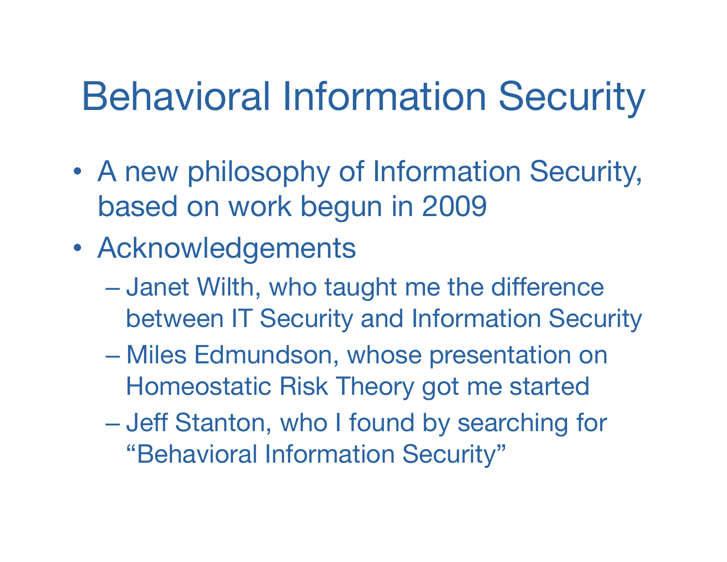# Behavioral Information Security

- A new philosophy of Information Security, based on work begun in 2009
- Acknowledgements
  - Janet Wilth, who taught me the difference between IT Security and Information Security
  - Miles Edmundson, whose presentation on Homeostatic Risk Theory got me started
  - Jeff Stanton, who I found by searching for "Behavioral Information Security"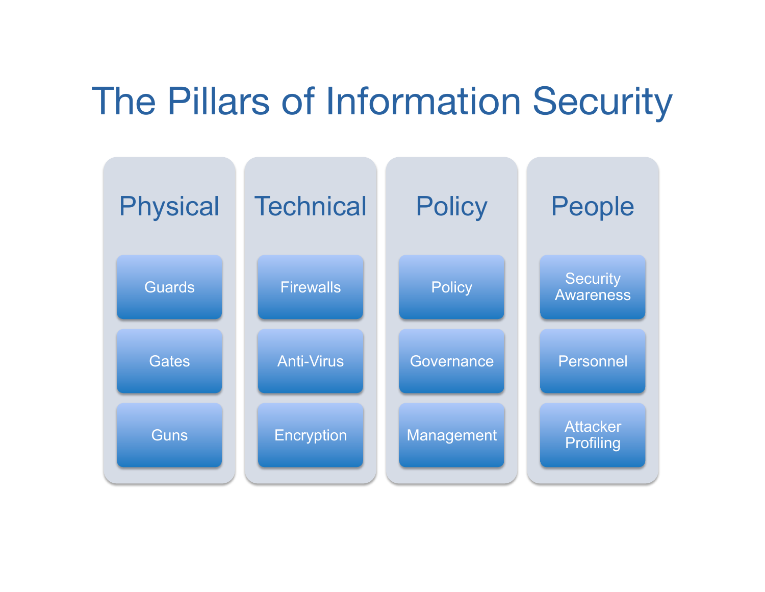# The Pillars of Information Security

## Physical

- Guards
- Gates
- Guns

## Technical

- Firewalls
- Anti-Virus
- Encryption

## Policy

- Policy
- Governance
- Management

## People

- Security Awareness
- Personnel
- Attacker Profiling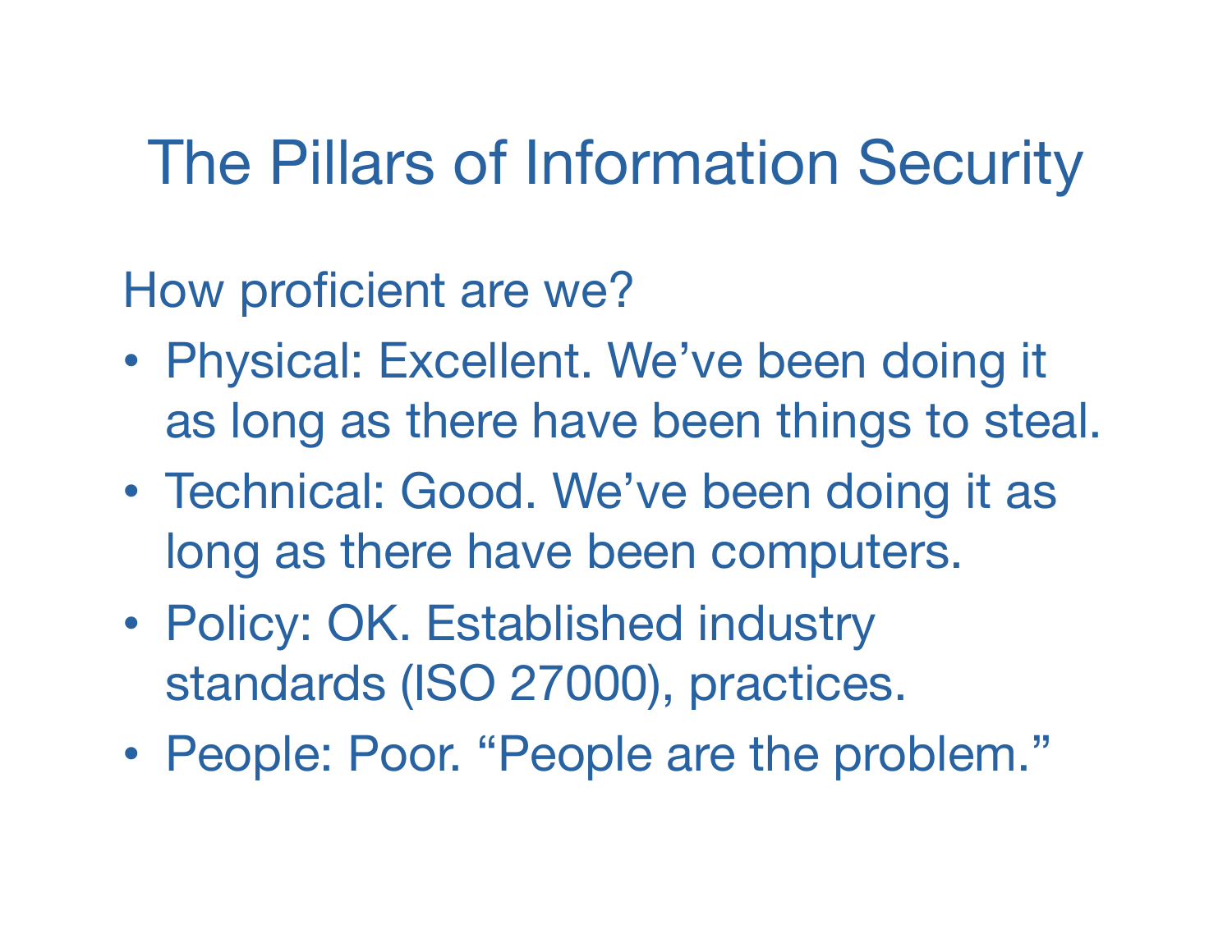# The Pillars of Information Security

How proficient are we?

- Physical: Excellent. We've been doing it as long as there have been things to steal.
- Technical: Good. We've been doing it as long as there have been computers.
- Policy: OK. Established industry standards (ISO 27000), practices.
- People: Poor. "People are the problem."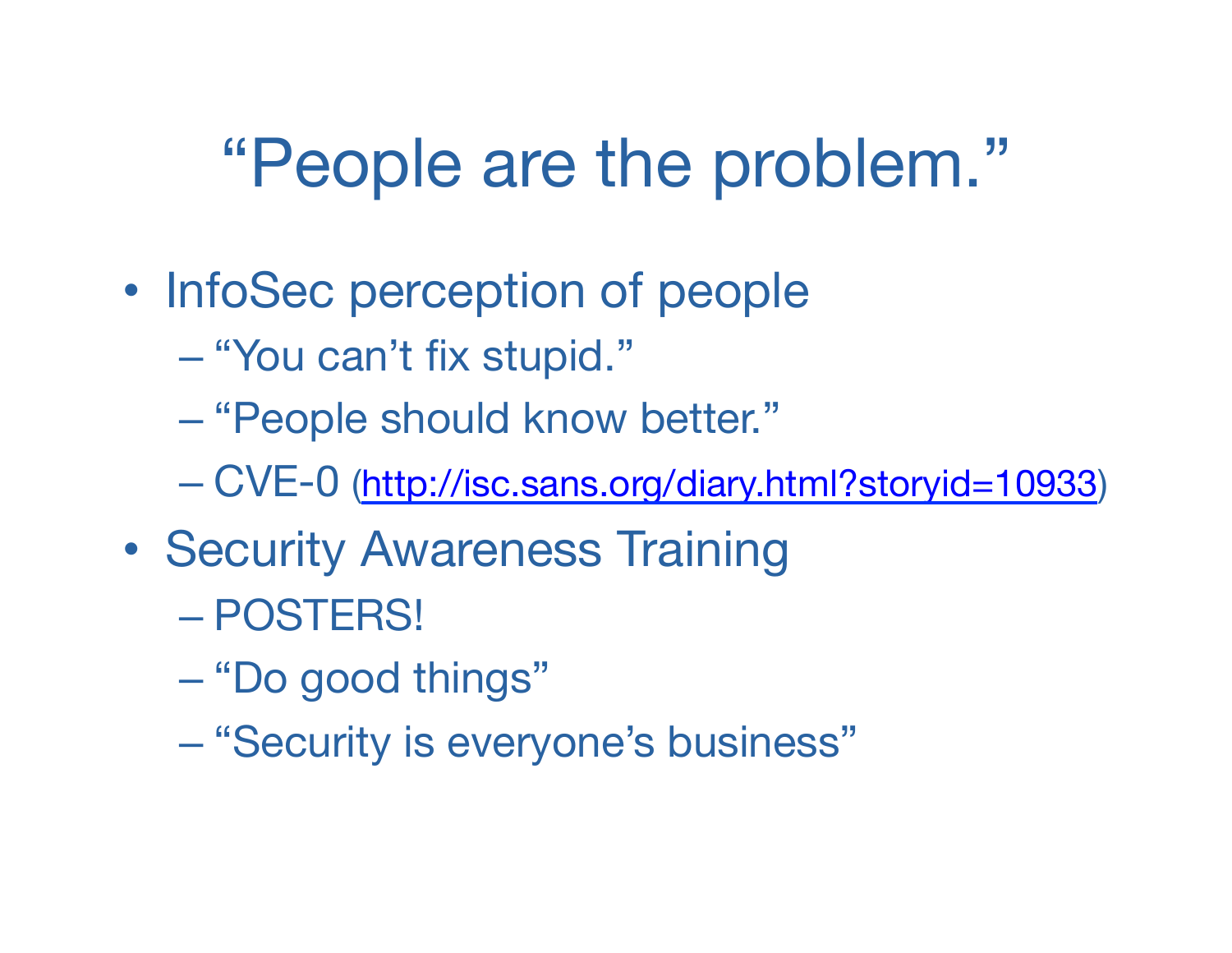# "People are the problem."

- InfoSec perception of people
  - "You can't fix stupid."
  - "People should know better."
  - CVE-0 (http://isc.sans.org/diary.html?storyid=10933)
- Security Awareness Training
  - POSTERS!
  - "Do good things"
  - "Security is everyone's business"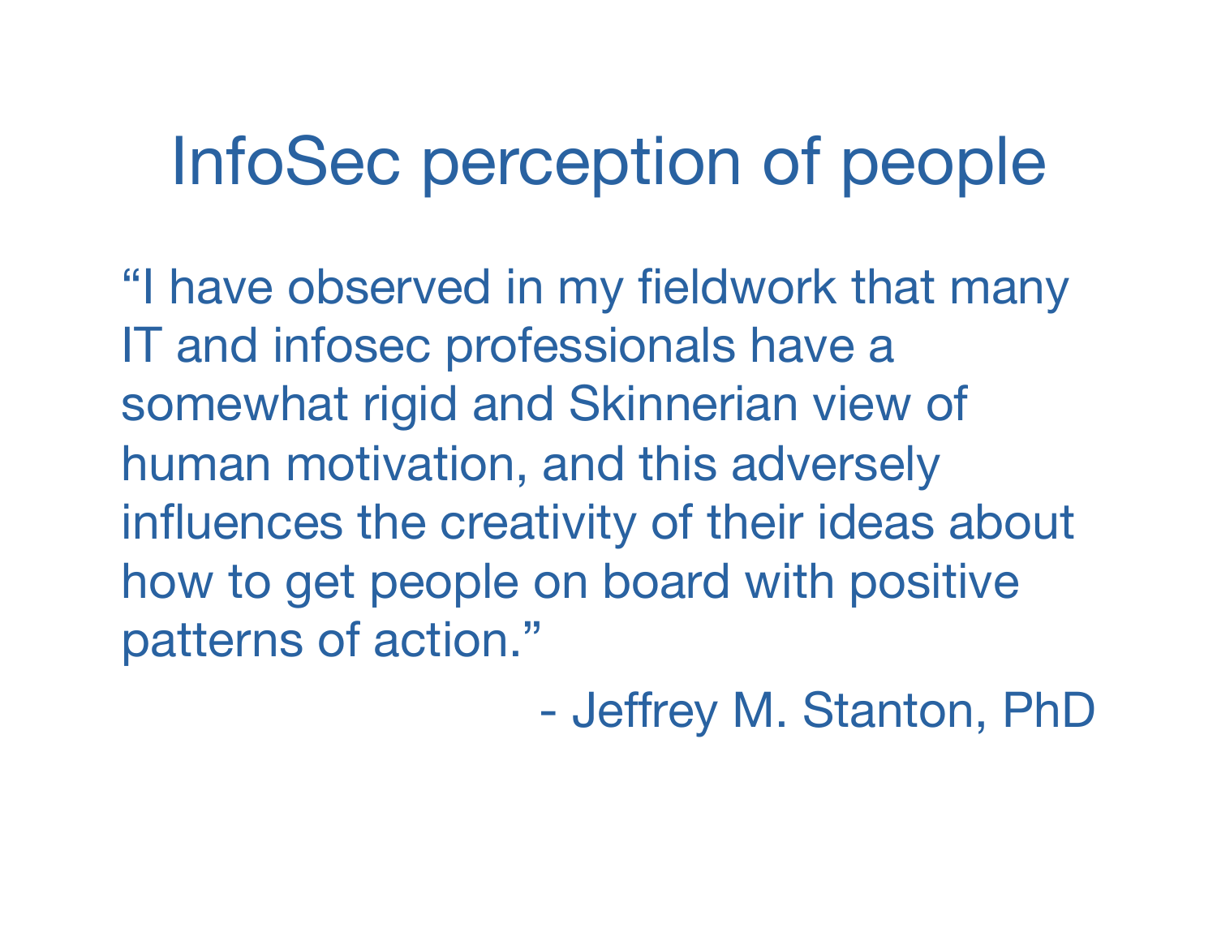# InfoSec perception of people

"I have observed in my fieldwork that many IT and infosec professionals have a somewhat rigid and Skinnerian view of human motivation, and this adversely influences the creativity of their ideas about how to get people on board with positive patterns of action."

- Jeffrey M. Stanton, PhD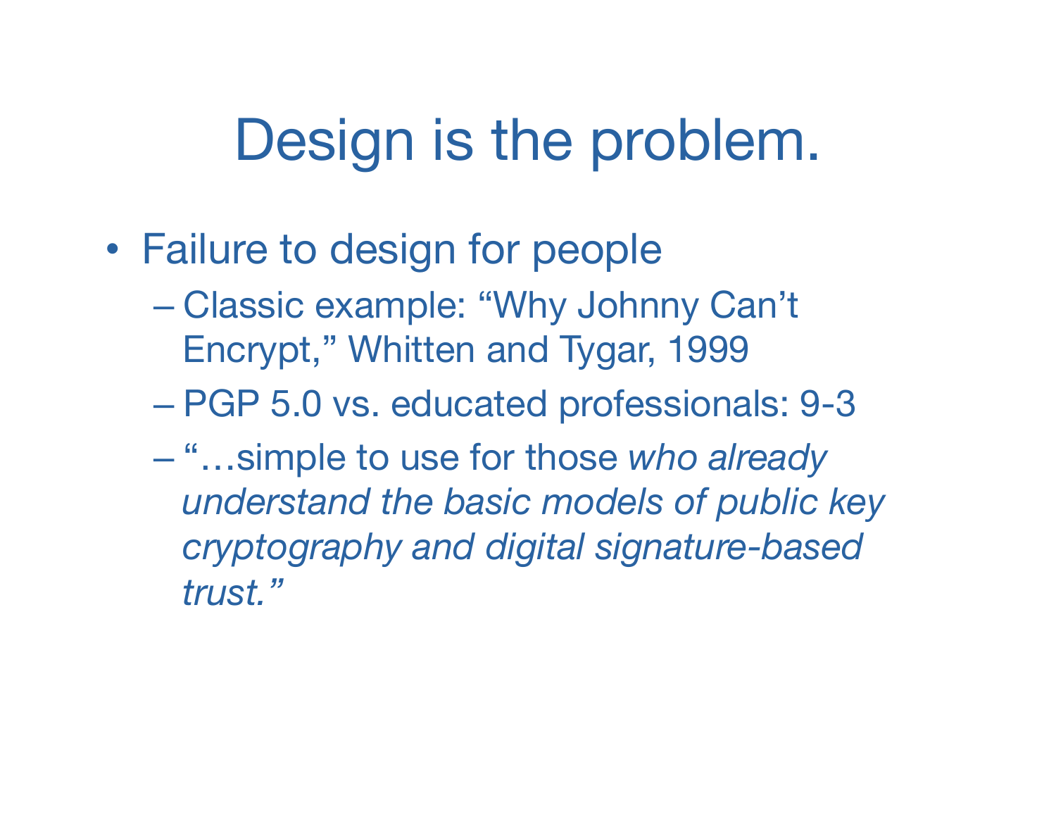# Design is the problem.

- Failure to design for people
  - Classic example: "Why Johnny Can't Encrypt," Whitten and Tygar, 1999
  - PGP 5.0 vs. educated professionals: 9-3
  - "…simple to use for those *who already understand the basic models of public key cryptography and digital signature-based trust.*"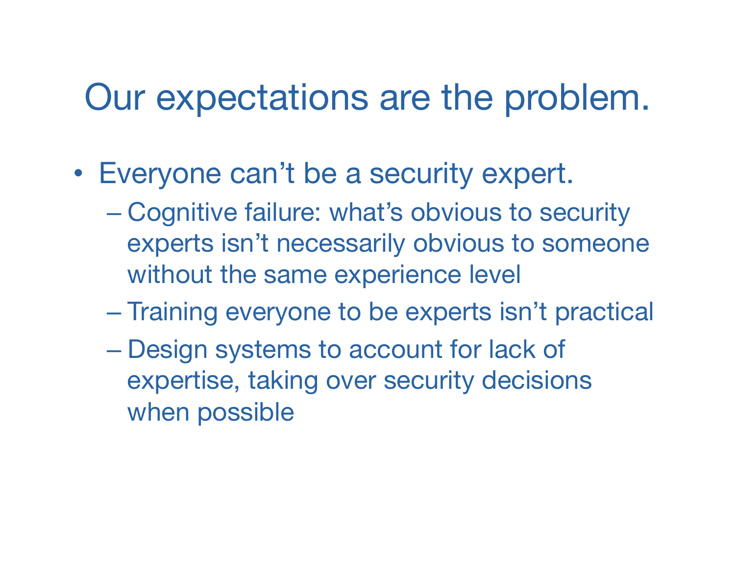# Our expectations are the problem.

- Everyone can’t be a security expert.
  - Cognitive failure: what’s obvious to security experts isn’t necessarily obvious to someone without the same experience level
  - Training everyone to be experts isn’t practical
  - Design systems to account for lack of expertise, taking over security decisions when possible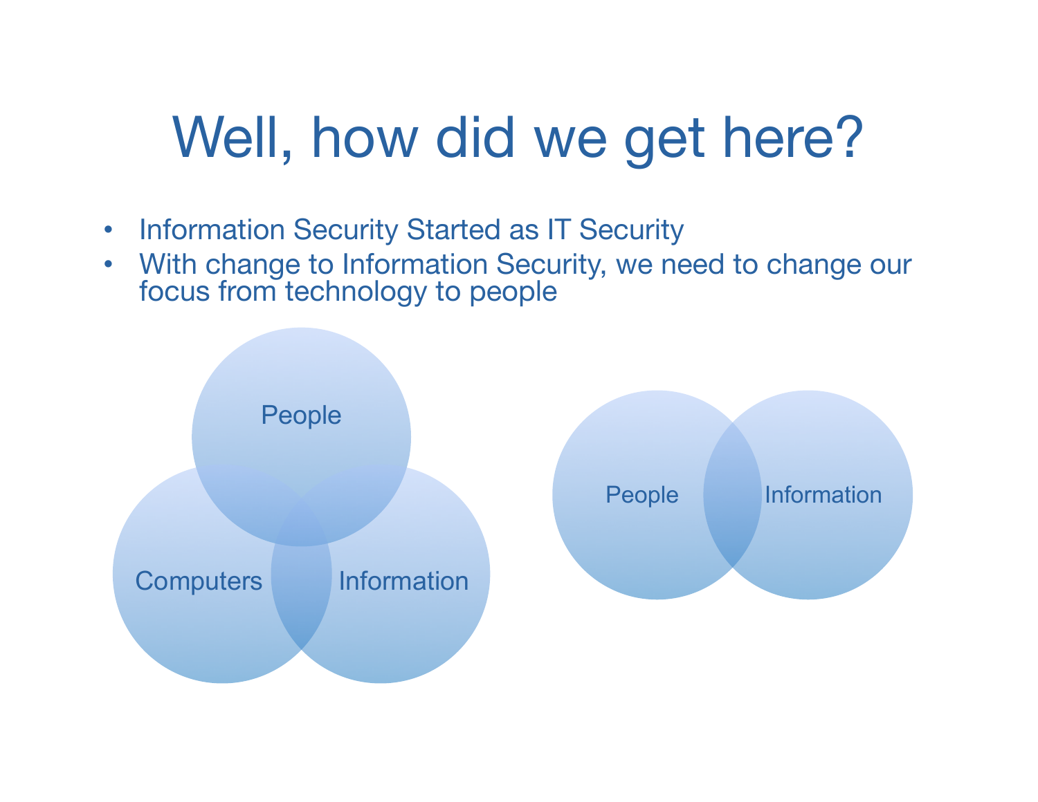# Well, how did we get here?

- Information Security Started as IT Security
- With change to Information Security, we need to change our focus from technology to people

People

Computers

Information

People

Information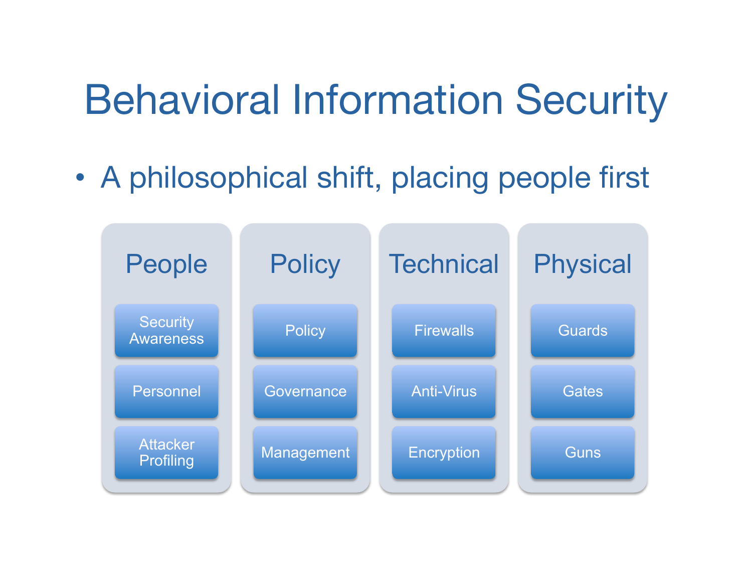# Behavioral Information Security

- A philosophical shift, placing people first

| People | Policy | Technical | Physical |
|---|---|---|---|
| Security Awareness | Policy | Firewalls | Guards |
| Personnel | Governance | Anti-Virus | Gates |
| Attacker Profiling | Management | Encryption | Guns |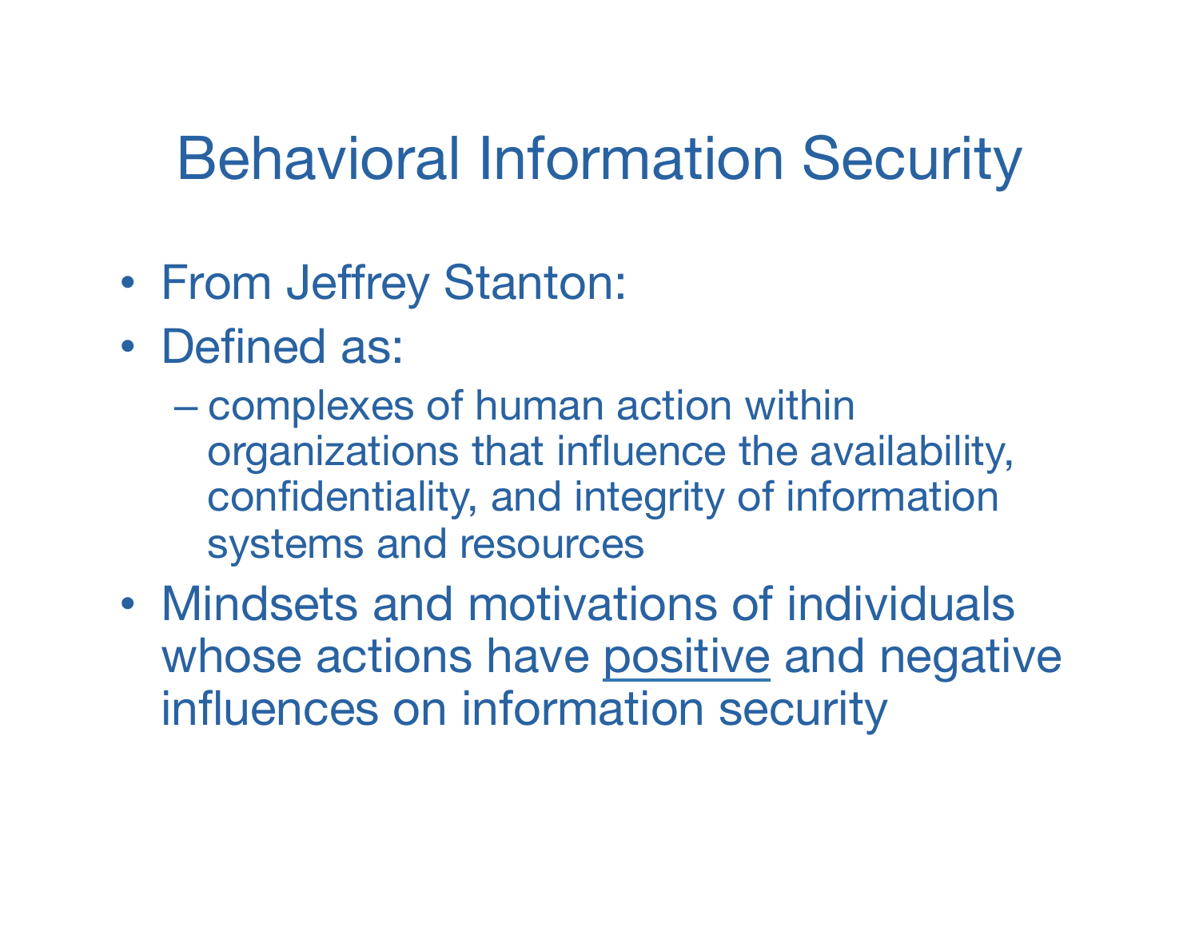# Behavioral Information Security

- From Jeffrey Stanton:
- Defined as:
  - complexes of human action within organizations that influence the availability, confidentiality, and integrity of information systems and resources
- Mindsets and motivations of individuals whose actions have <u>positive</u> and negative influences on information security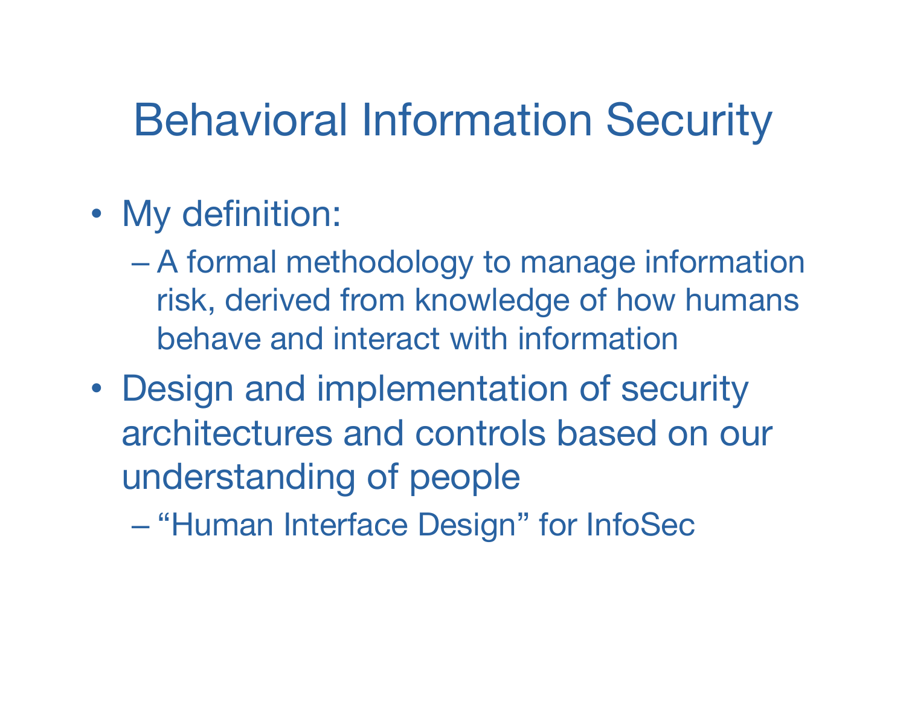# Behavioral Information Security

- My definition:
  - A formal methodology to manage information risk, derived from knowledge of how humans behave and interact with information
- Design and implementation of security architectures and controls based on our understanding of people
  - "Human Interface Design" for InfoSec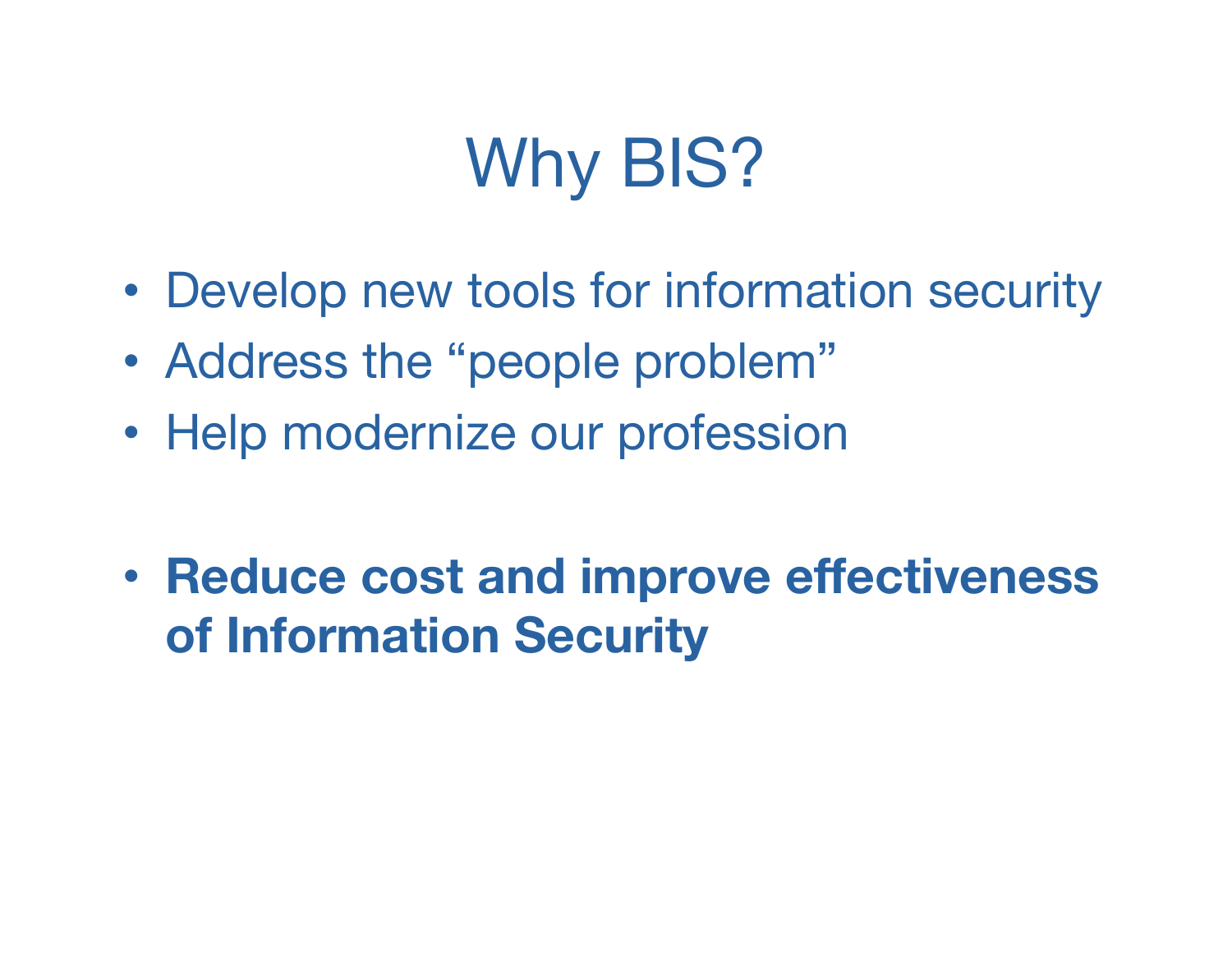# Why BIS?

- Develop new tools for information security
- Address the “people problem”
- Help modernize our profession

- **Reduce cost and improve effectiveness of Information Security**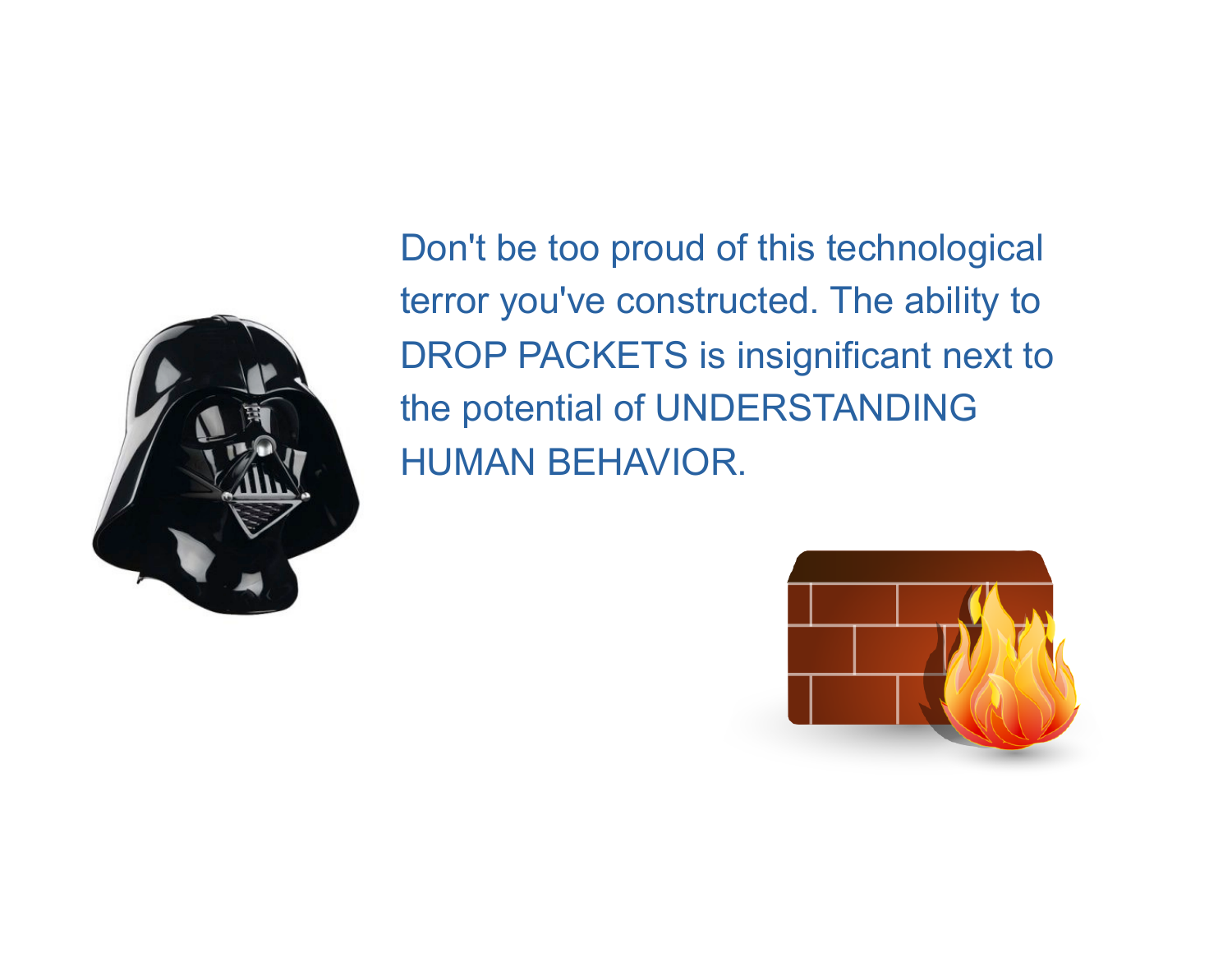Don't be too proud of this technological terror you've constructed. The ability to DROP PACKETS is insignificant next to the potential of UNDERSTANDING HUMAN BEHAVIOR.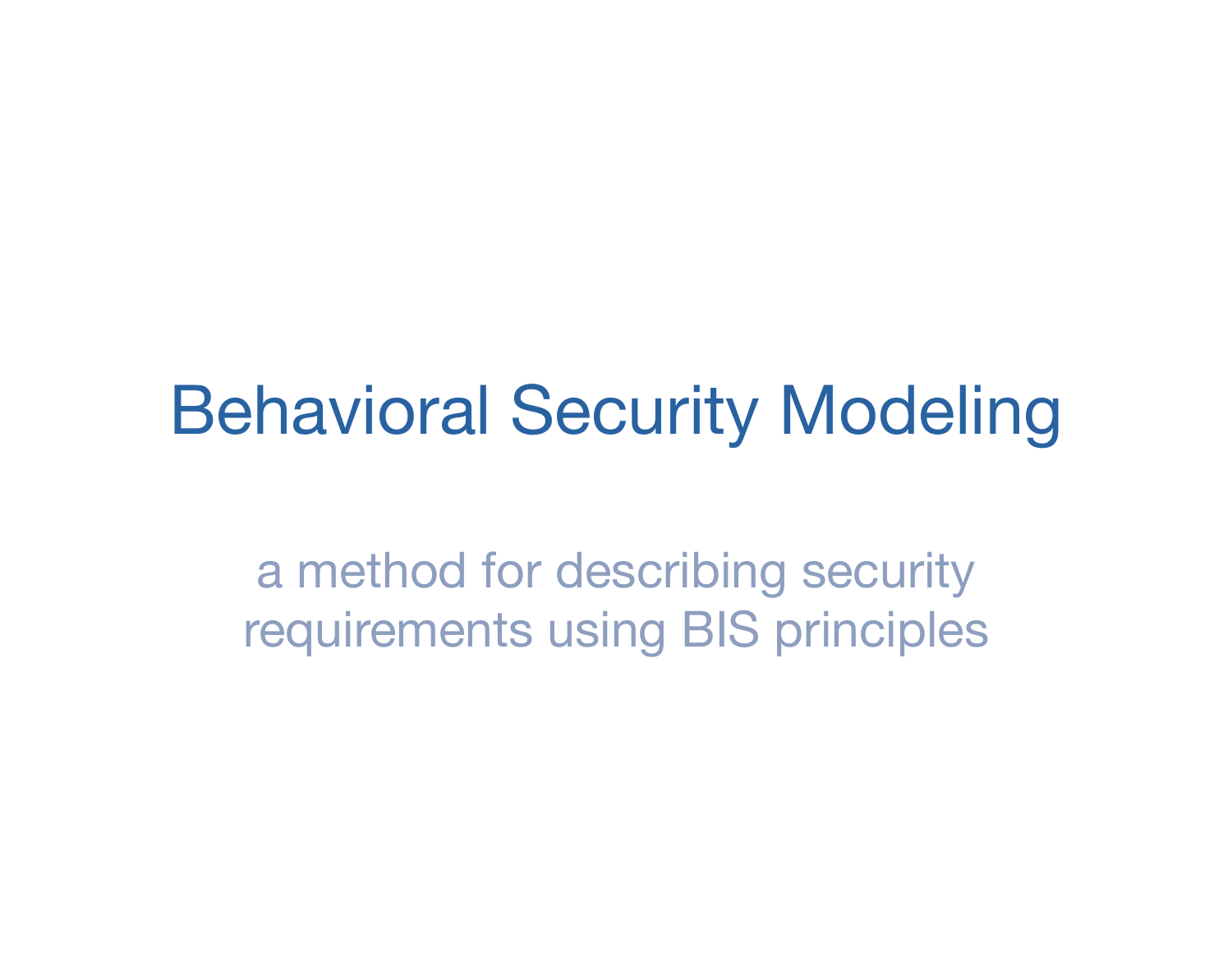# Behavioral Security Modeling

a method for describing security requirements using BIS principles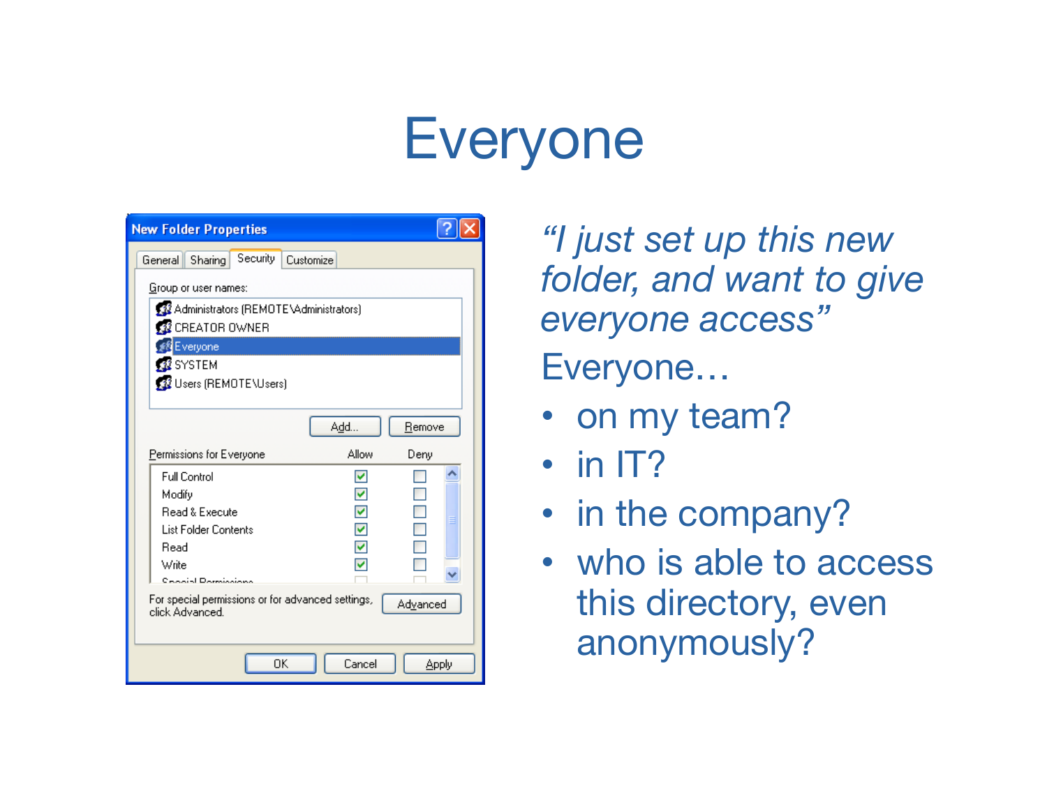# Everyone

New Folder Properties

General | Sharing | Security | Customize

Group or user names:

- Administrators (REMOTE\Administrators)
- CREATOR OWNER
- Everyone
- SYSTEM
- Users (REMOTE\Users)

Add... Remove

| Permissions for Everyone | Allow | Deny |
|---|---|---|
| Full Control | ☑ | ☐ |
| Modify | ☑ | ☐ |
| Read & Execute | ☑ | ☐ |
| List Folder Contents | ☑ | ☐ |
| Read | ☑ | ☐ |
| Write | ☑ | ☐ |
| Special Permissions | ☐ | ☐ |

For special permissions or for advanced settings, click Advanced. Advanced

OK Cancel Apply

*"I just set up this new folder, and want to give everyone access"*

Everyone…

- on my team?
- in IT?
- in the company?
- who is able to access this directory, even anonymously?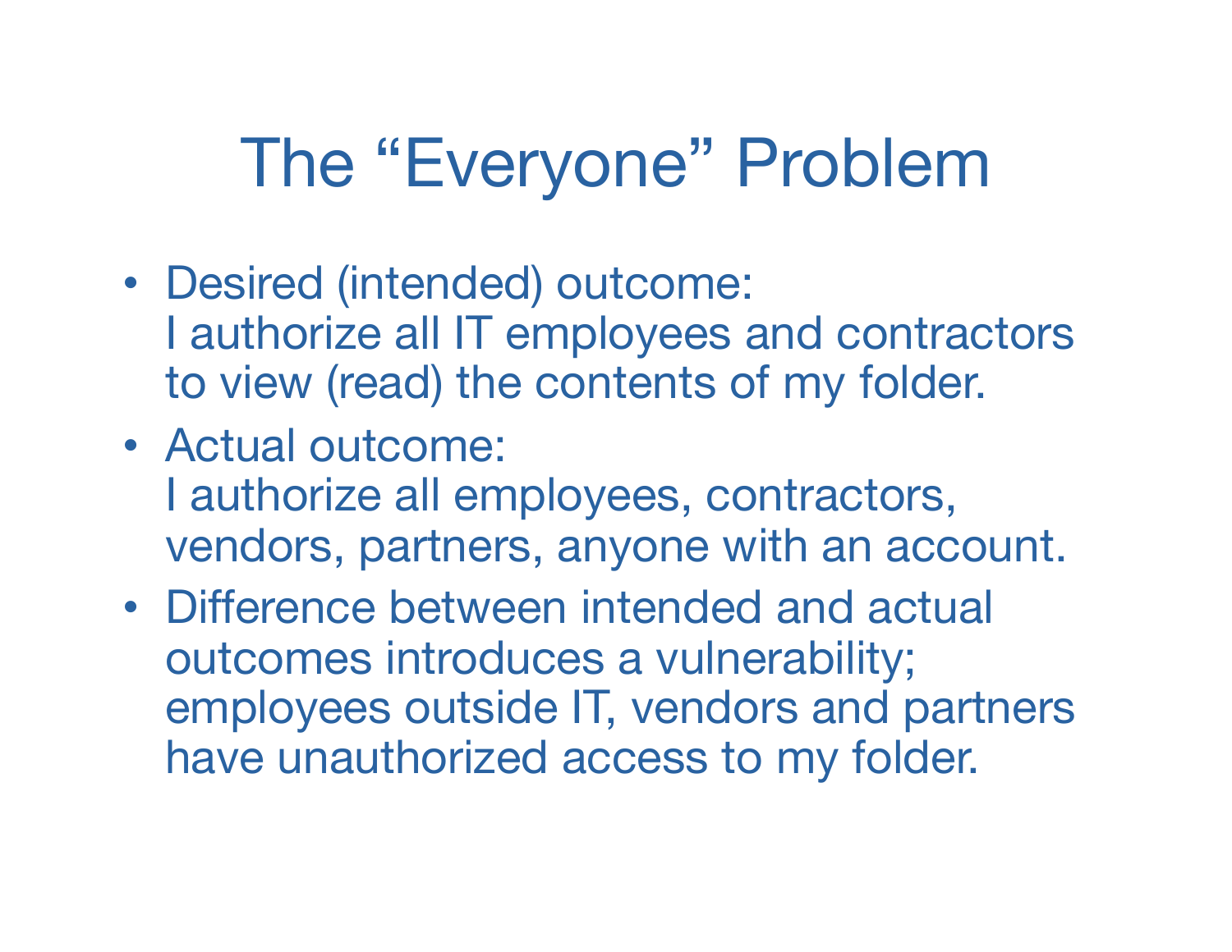# The "Everyone" Problem

- Desired (intended) outcome:
  I authorize all IT employees and contractors to view (read) the contents of my folder.
- Actual outcome:
  I authorize all employees, contractors, vendors, partners, anyone with an account.
- Difference between intended and actual outcomes introduces a vulnerability; employees outside IT, vendors and partners have unauthorized access to my folder.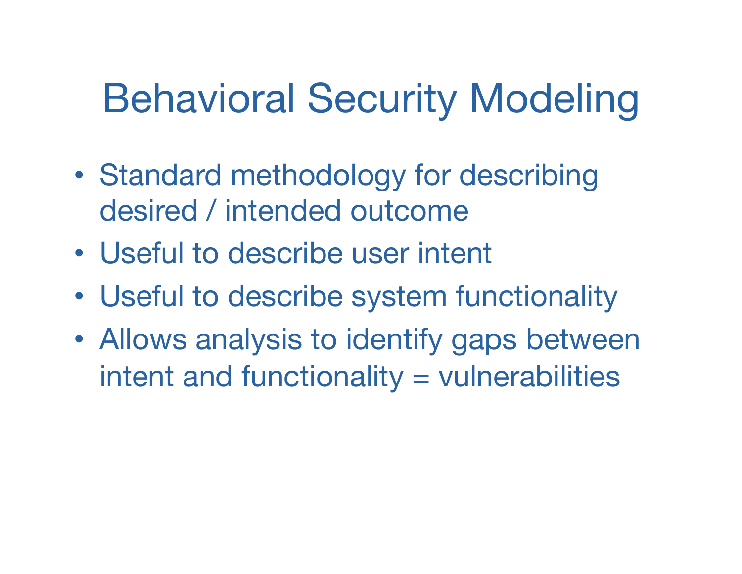# Behavioral Security Modeling

- Standard methodology for describing desired / intended outcome
- Useful to describe user intent
- Useful to describe system functionality
- Allows analysis to identify gaps between intent and functionality = vulnerabilities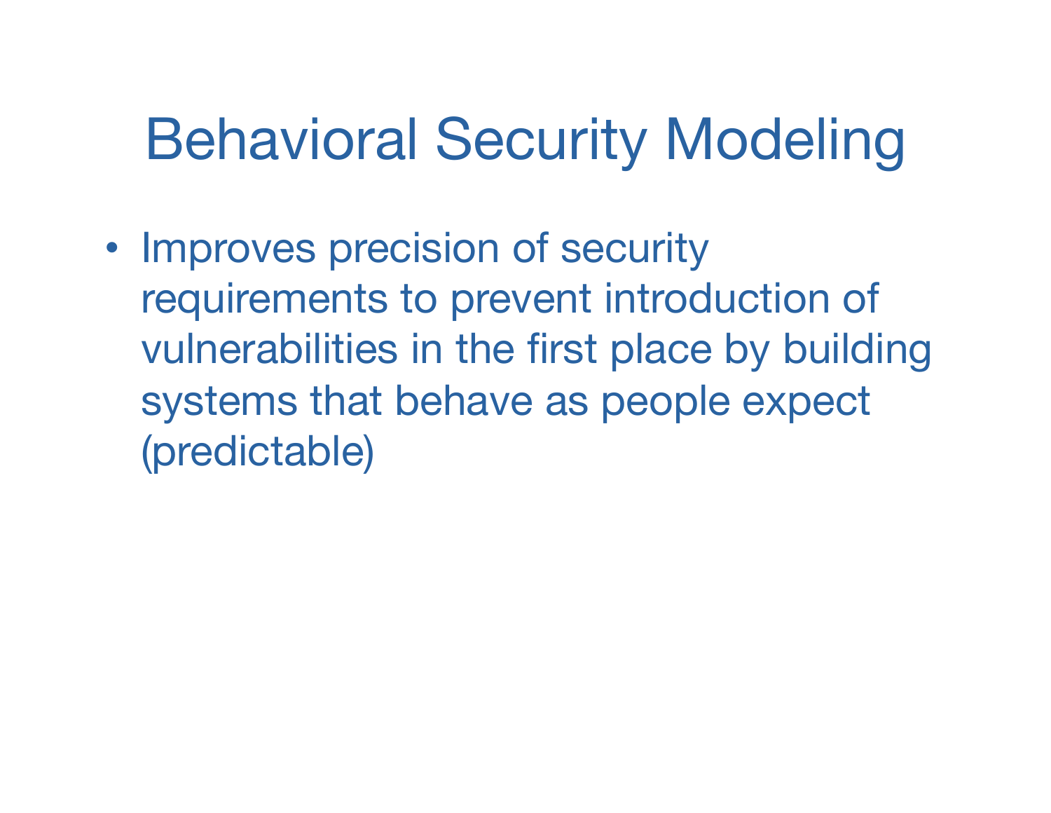# Behavioral Security Modeling

- Improves precision of security requirements to prevent introduction of vulnerabilities in the first place by building systems that behave as people expect (predictable)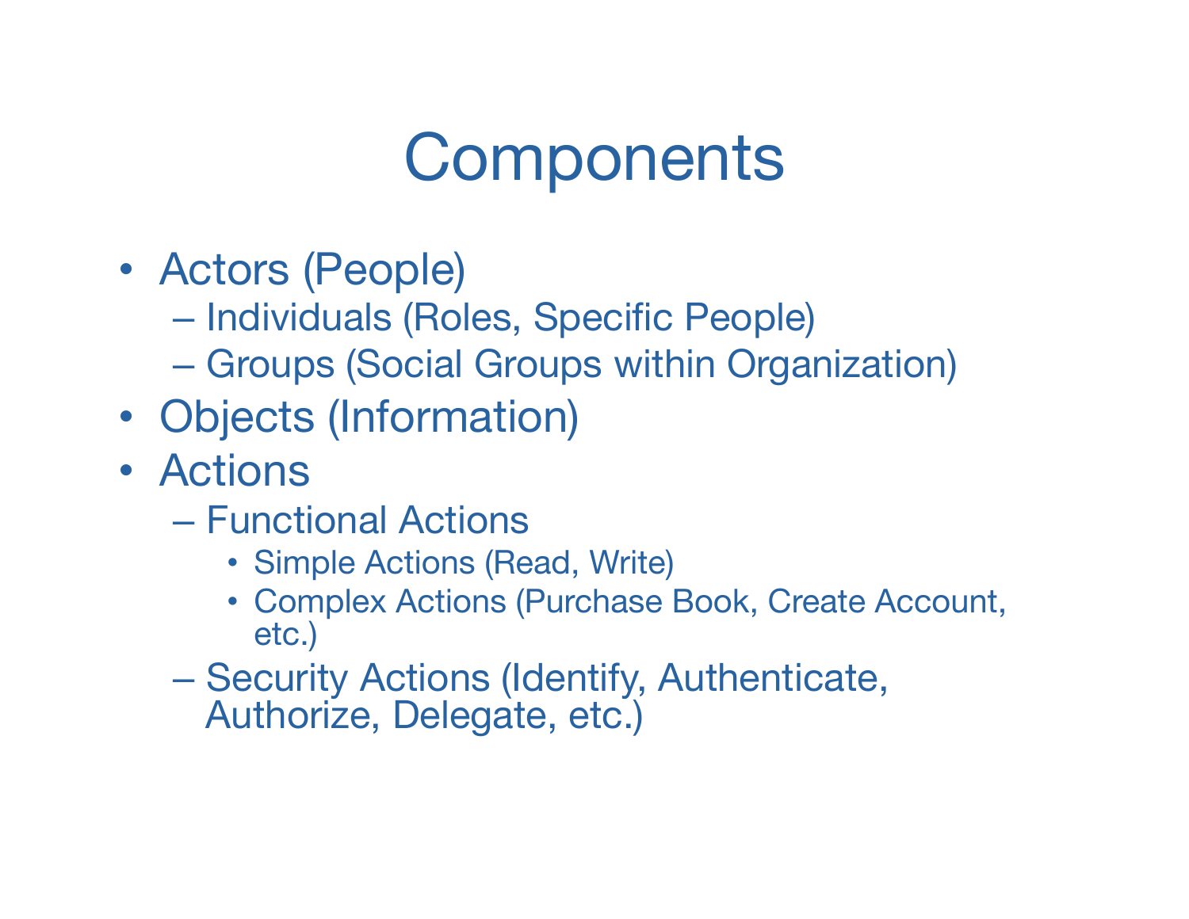# Components

- Actors (People)
  - Individuals (Roles, Specific People)
  - Groups (Social Groups within Organization)
- Objects (Information)
- Actions
  - Functional Actions
    - Simple Actions (Read, Write)
    - Complex Actions (Purchase Book, Create Account, etc.)
  - Security Actions (Identify, Authenticate, Authorize, Delegate, etc.)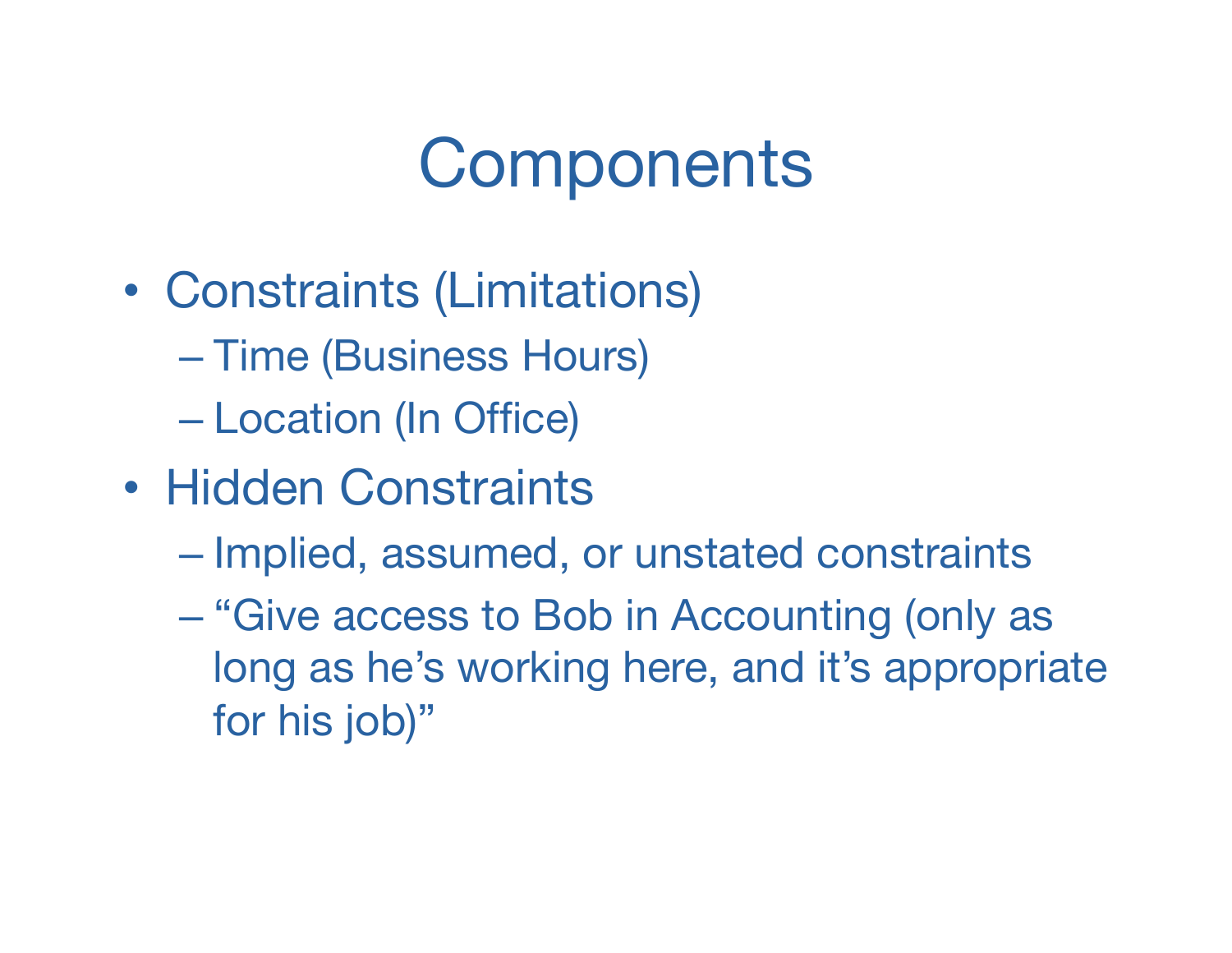# Components

- Constraints (Limitations)
  - Time (Business Hours)
  - Location (In Office)
- Hidden Constraints
  - Implied, assumed, or unstated constraints
  - “Give access to Bob in Accounting (only as long as he’s working here, and it’s appropriate for his job)”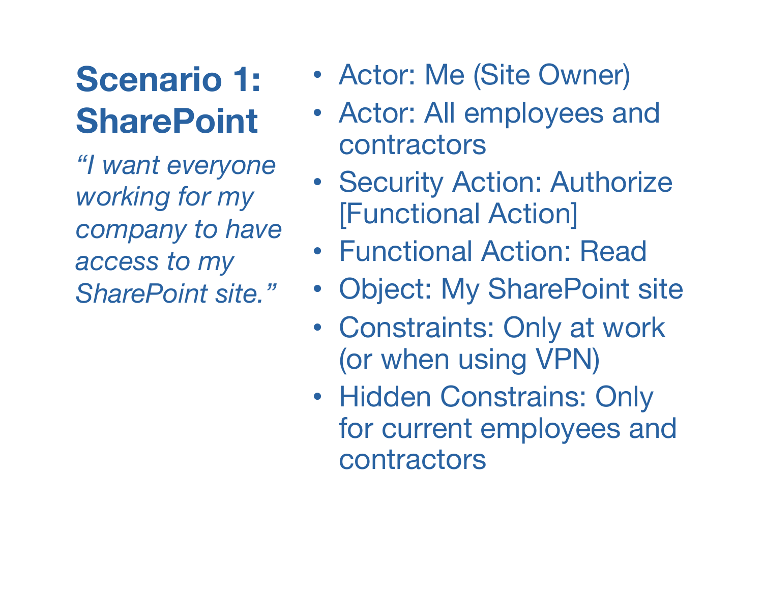# Scenario 1: SharePoint

*"I want everyone working for my company to have access to my SharePoint site."*

- Actor: Me (Site Owner)
- Actor: All employees and contractors
- Security Action: Authorize [Functional Action]
- Functional Action: Read
- Object: My SharePoint site
- Constraints: Only at work (or when using VPN)
- Hidden Constrains: Only for current employees and contractors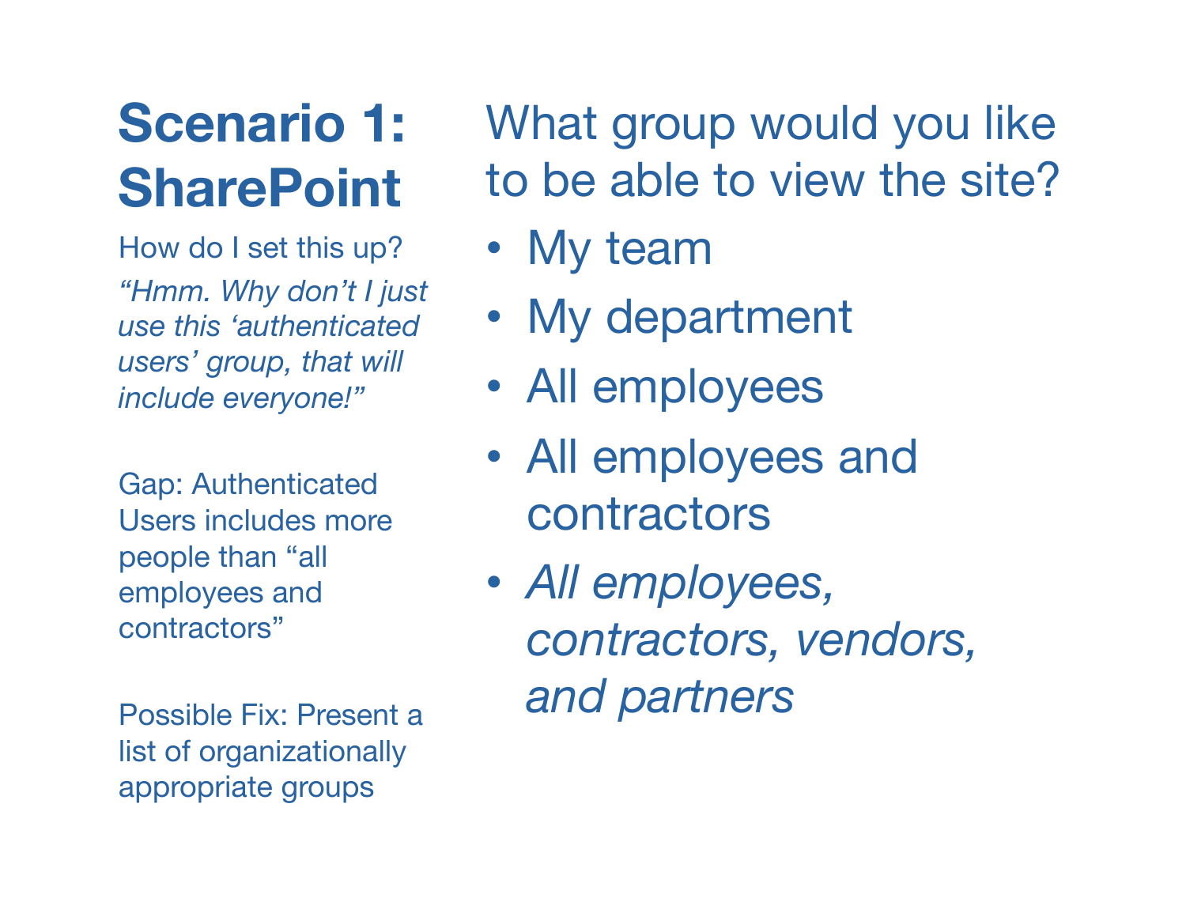# Scenario 1: SharePoint

How do I set this up?

*"Hmm. Why don't I just use this 'authenticated users' group, that will include everyone!"*

Gap: Authenticated Users includes more people than "all employees and contractors"

Possible Fix: Present a list of organizationally appropriate groups

## What group would you like to be able to view the site?

- My team
- My department
- All employees
- All employees and contractors
- *All employees, contractors, vendors, and partners*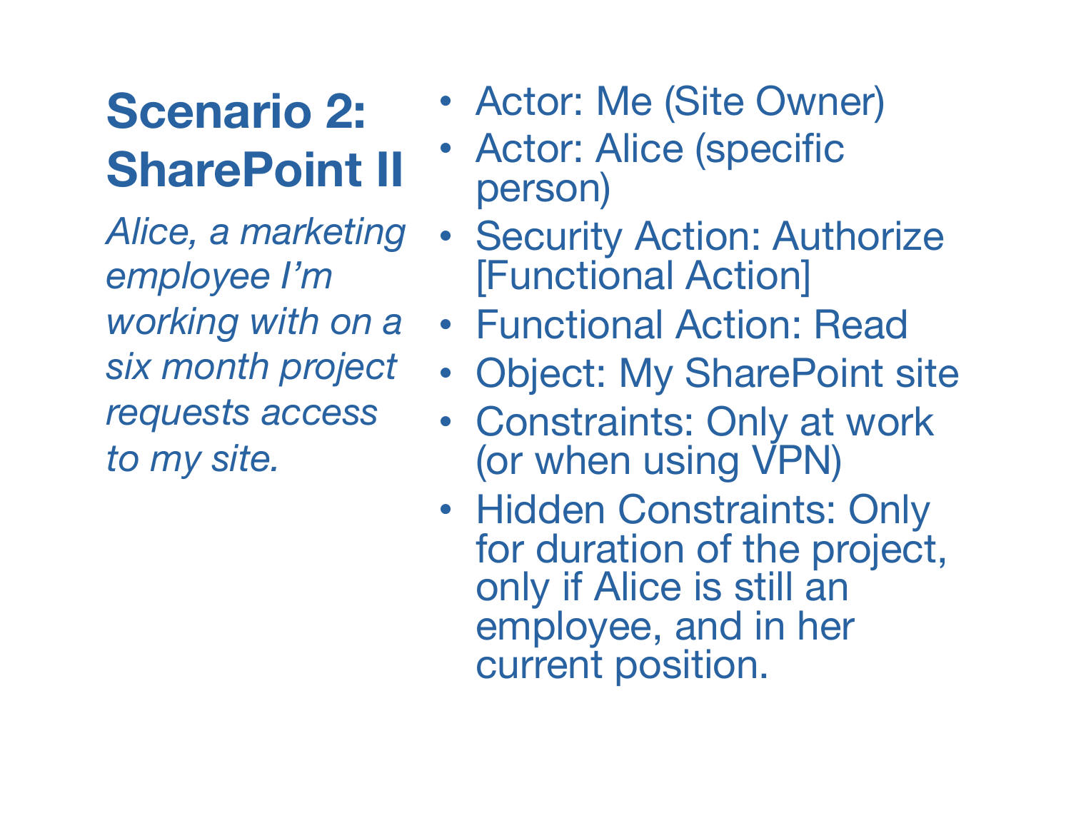# Scenario 2: SharePoint II

*Alice, a marketing employee I'm working with on a six month project requests access to my site.*

- Actor: Me (Site Owner)
- Actor: Alice (specific person)
- Security Action: Authorize [Functional Action]
- Functional Action: Read
- Object: My SharePoint site
- Constraints: Only at work (or when using VPN)
- Hidden Constraints: Only for duration of the project, only if Alice is still an employee, and in her current position.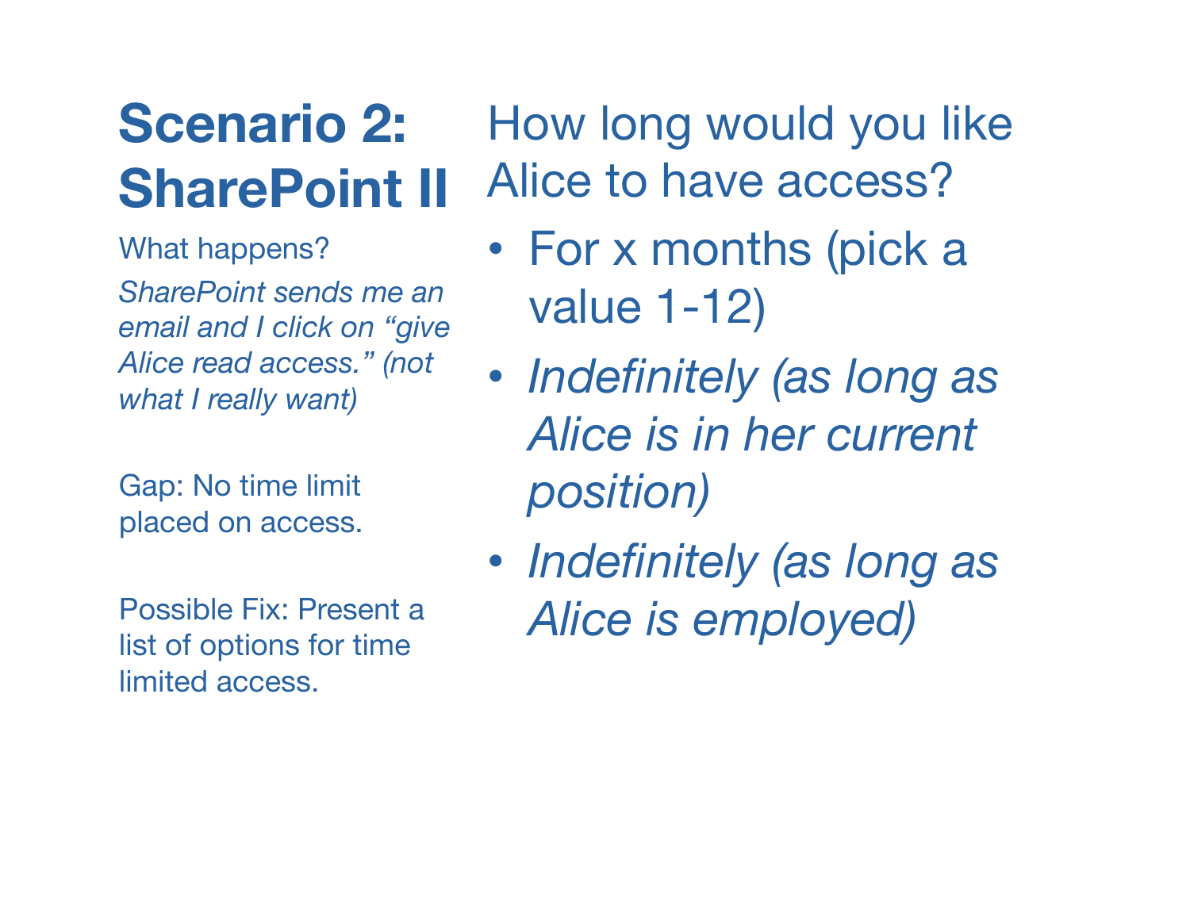# Scenario 2: SharePoint II

What happens?

*SharePoint sends me an email and I click on "give Alice read access." (not what I really want)*

Gap: No time limit placed on access.

Possible Fix: Present a list of options for time limited access.

How long would you like Alice to have access?

- For x months (pick a value 1-12)
- *Indefinitely (as long as Alice is in her current position)*
- *Indefinitely (as long as Alice is employed)*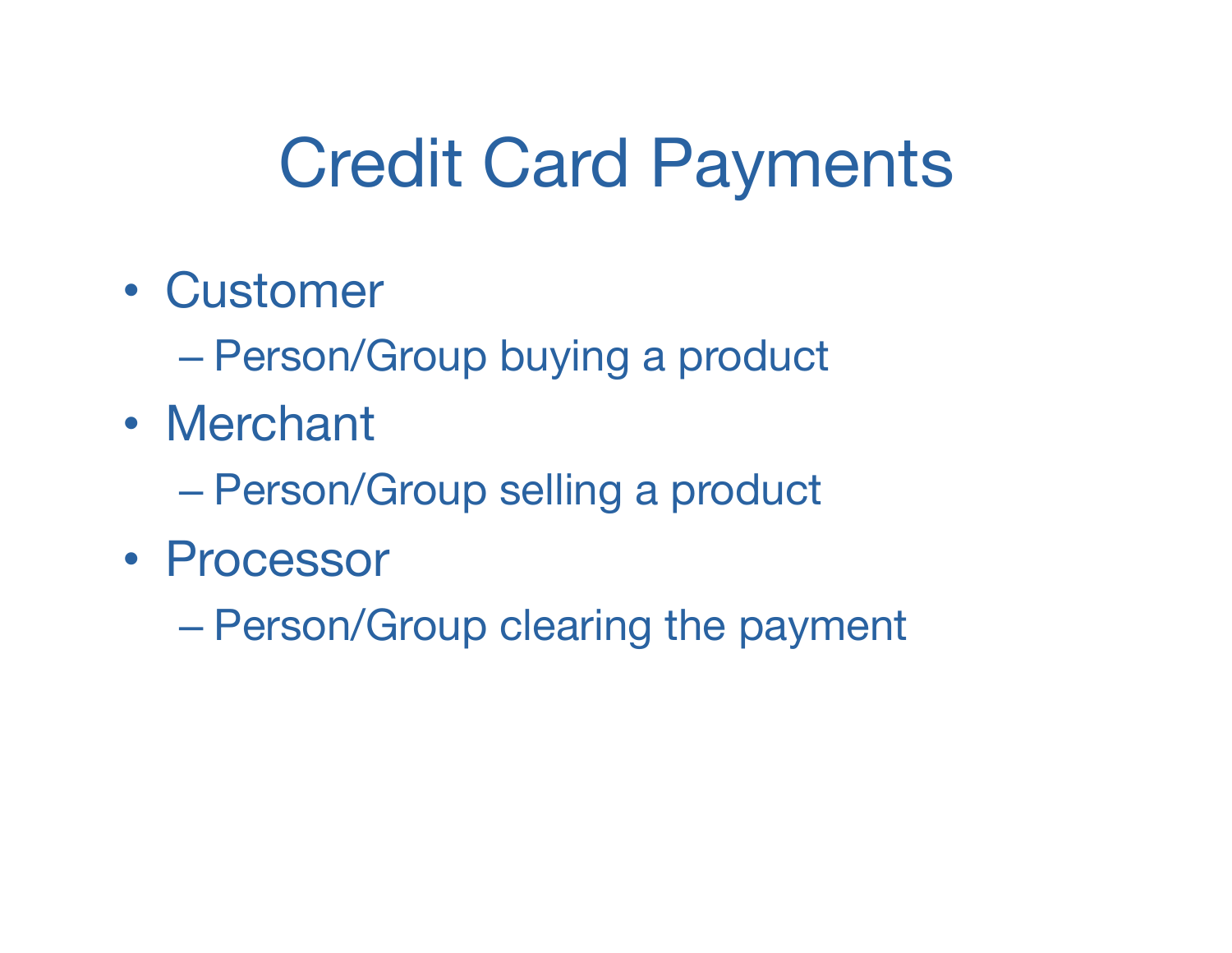# Credit Card Payments

- Customer
  - Person/Group buying a product
- Merchant
  - Person/Group selling a product
- Processor
  - Person/Group clearing the payment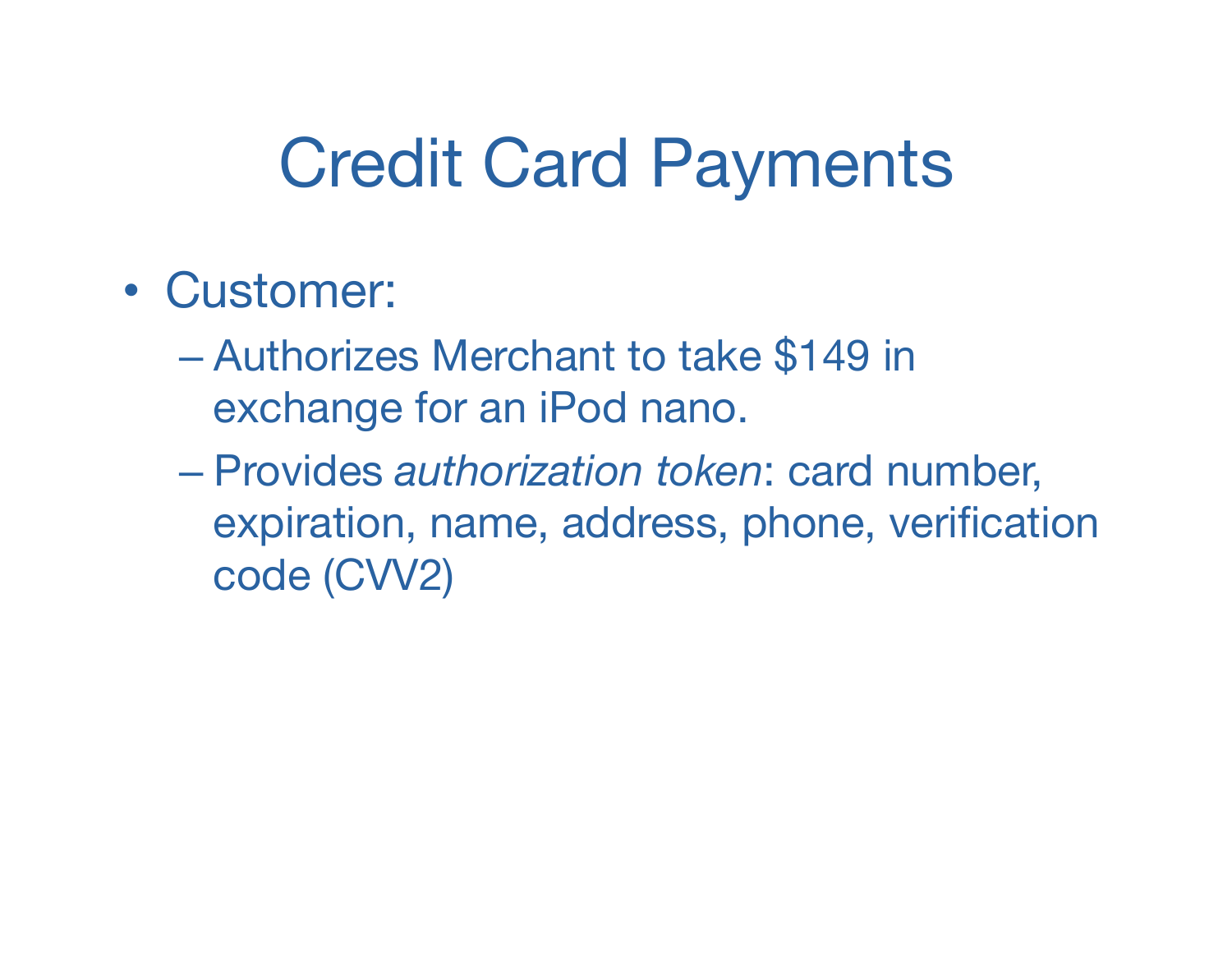# Credit Card Payments

- Customer:
  - Authorizes Merchant to take $149 in exchange for an iPod nano.
  - Provides *authorization token*: card number, expiration, name, address, phone, verification code (CVV2)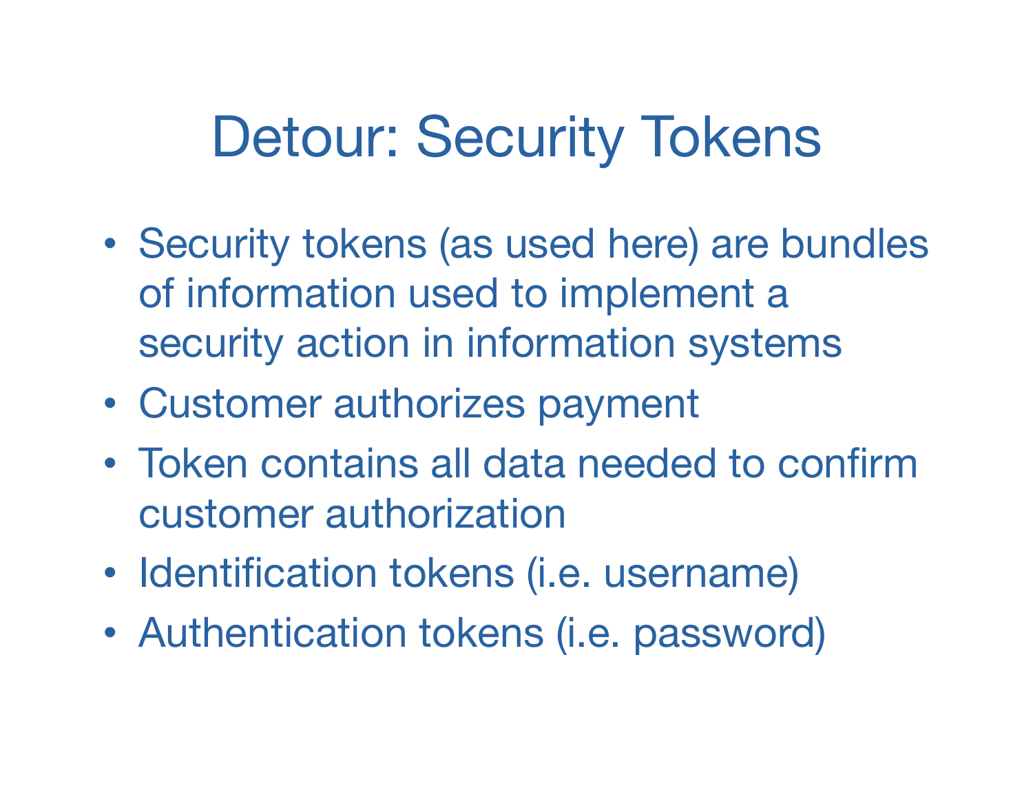# Detour: Security Tokens

- Security tokens (as used here) are bundles of information used to implement a security action in information systems
- Customer authorizes payment
- Token contains all data needed to confirm customer authorization
- Identification tokens (i.e. username)
- Authentication tokens (i.e. password)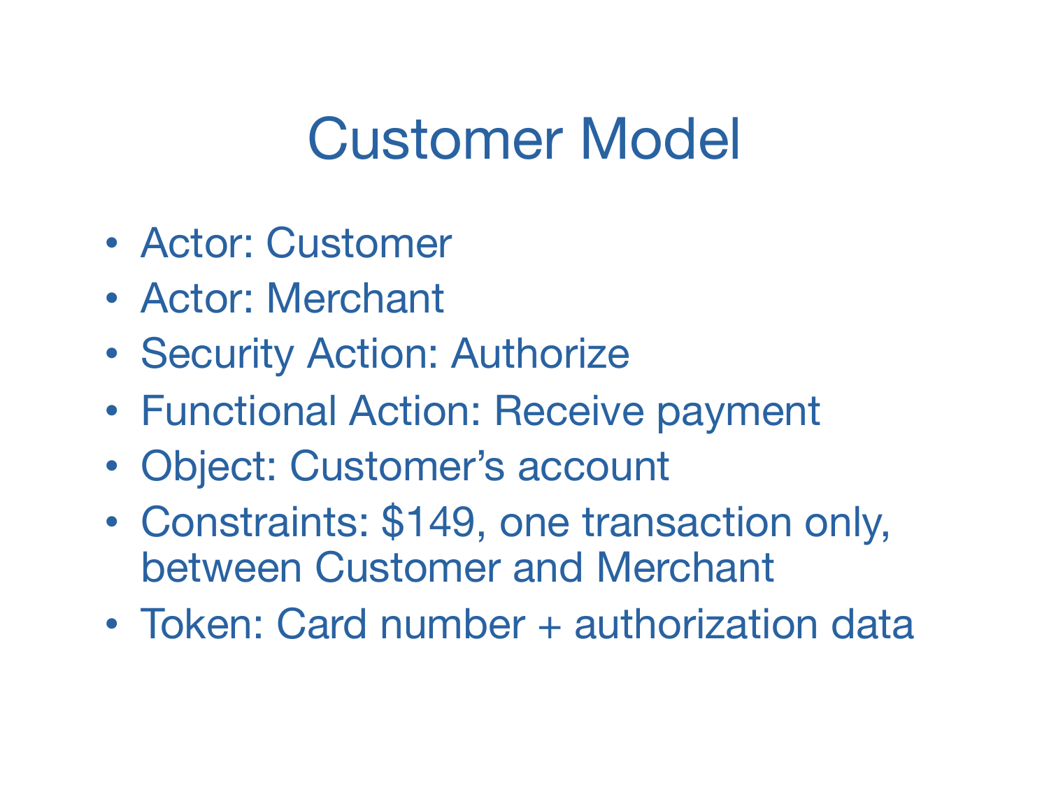# Customer Model

- Actor: Customer
- Actor: Merchant
- Security Action: Authorize
- Functional Action: Receive payment
- Object: Customer's account
- Constraints: $149, one transaction only, between Customer and Merchant
- Token: Card number + authorization data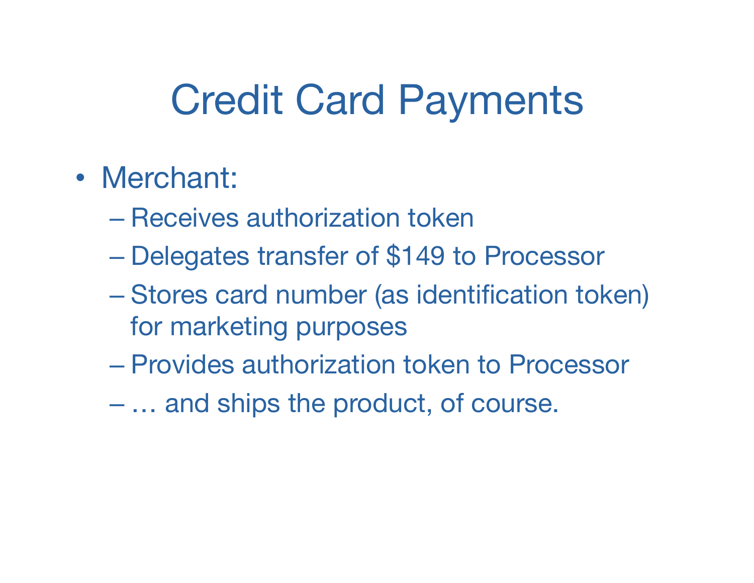# Credit Card Payments

- Merchant:
  - Receives authorization token
  - Delegates transfer of $149 to Processor
  - Stores card number (as identification token) for marketing purposes
  - Provides authorization token to Processor
  - … and ships the product, of course.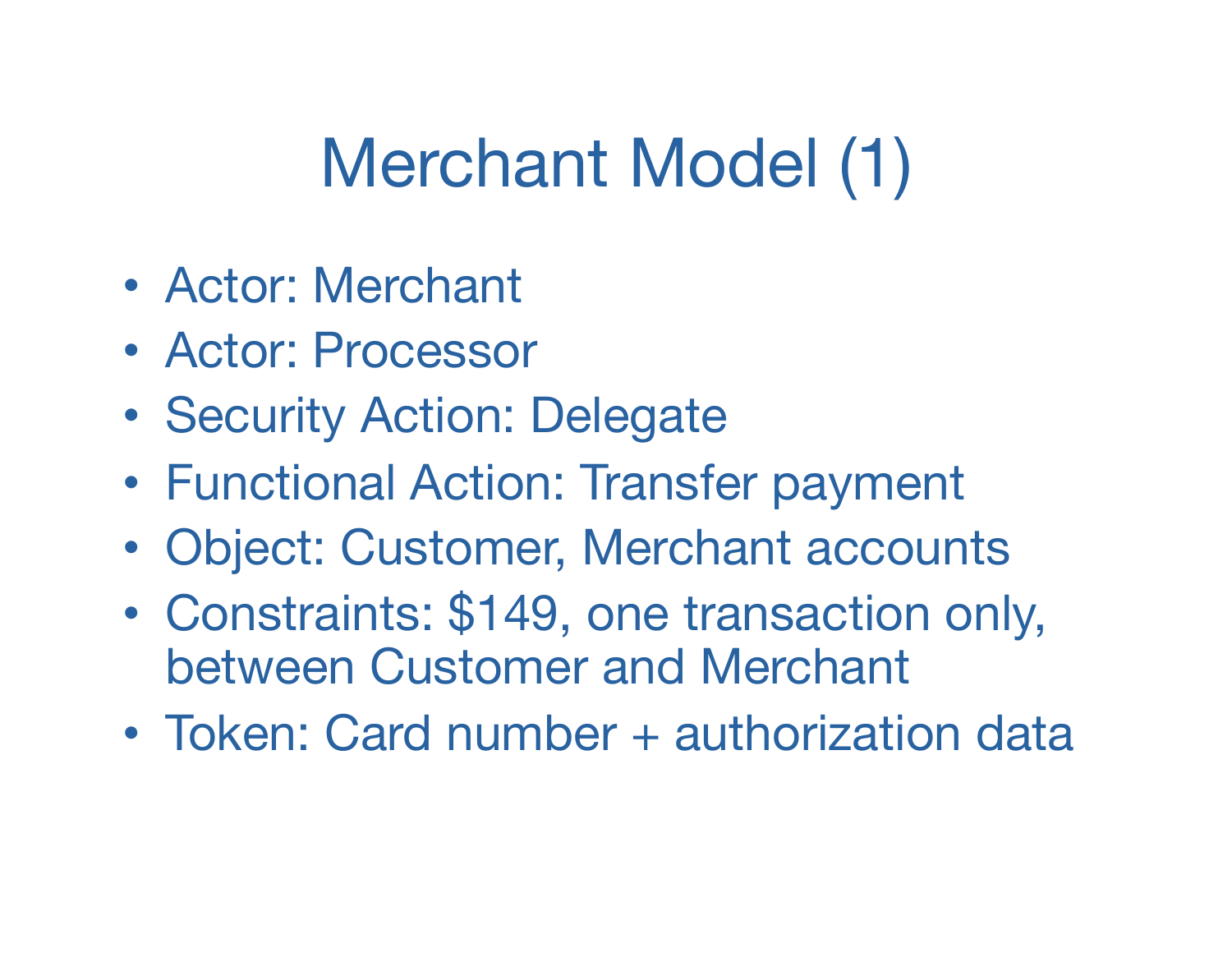# Merchant Model (1)

- Actor: Merchant
- Actor: Processor
- Security Action: Delegate
- Functional Action: Transfer payment
- Object: Customer, Merchant accounts
- Constraints: $149, one transaction only, between Customer and Merchant
- Token: Card number + authorization data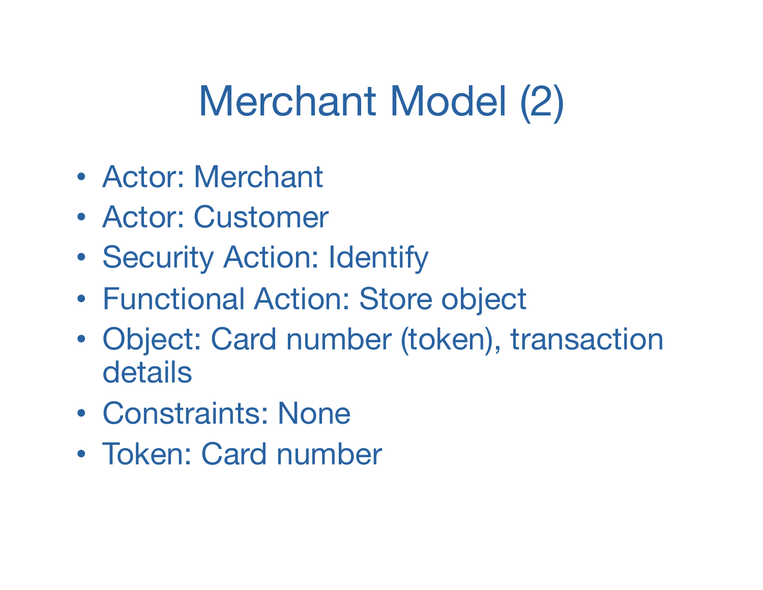# Merchant Model (2)

- Actor: Merchant
- Actor: Customer
- Security Action: Identify
- Functional Action: Store object
- Object: Card number (token), transaction details
- Constraints: None
- Token: Card number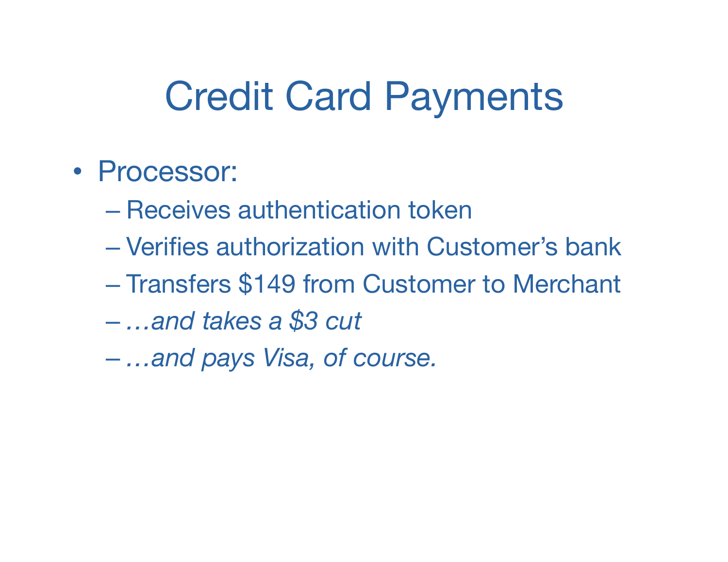# Credit Card Payments

- Processor:
  - Receives authentication token
  - Verifies authorization with Customer's bank
  - Transfers $149 from Customer to Merchant
  - *…and takes a $3 cut*
  - *…and pays Visa, of course.*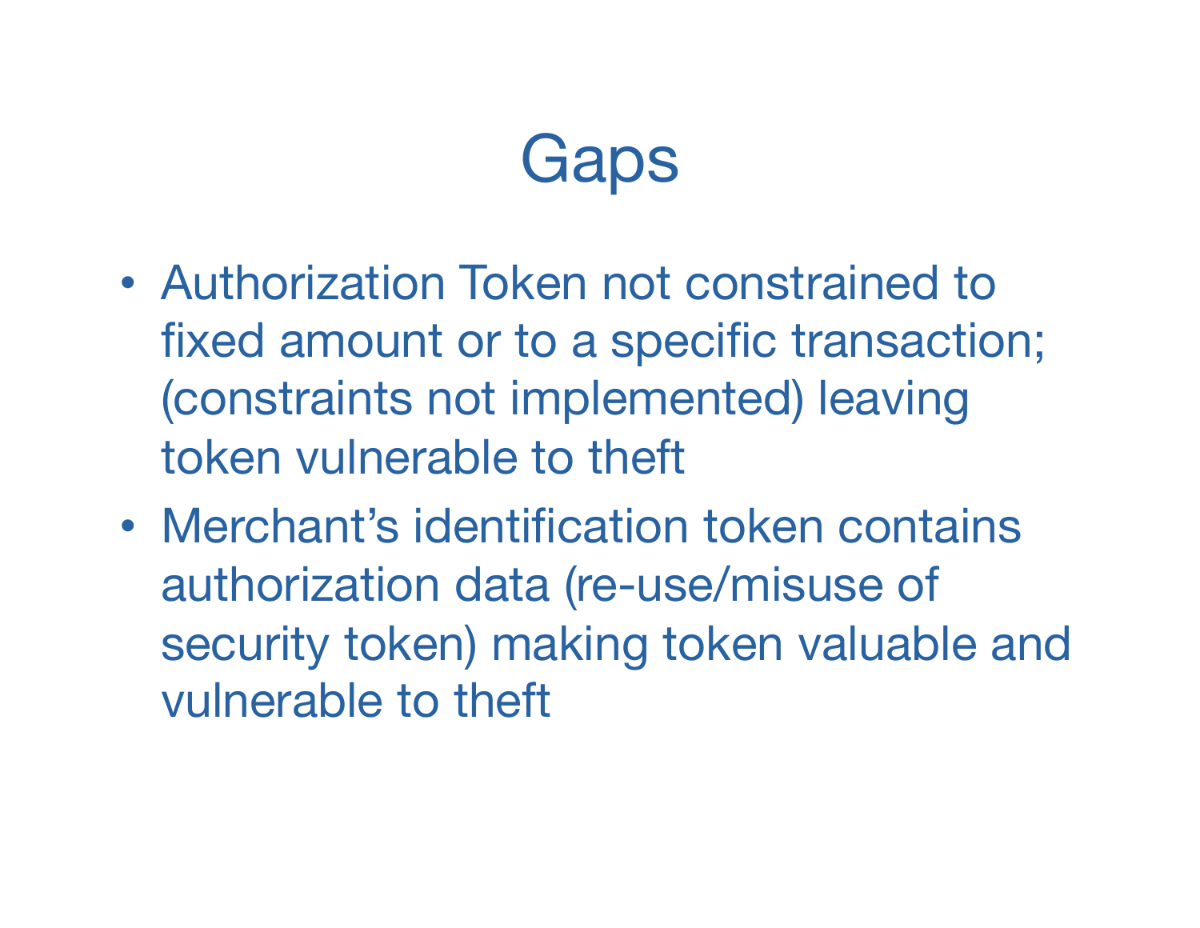# Gaps

- Authorization Token not constrained to fixed amount or to a specific transaction; (constraints not implemented) leaving token vulnerable to theft
- Merchant’s identification token contains authorization data (re-use/misuse of security token) making token valuable and vulnerable to theft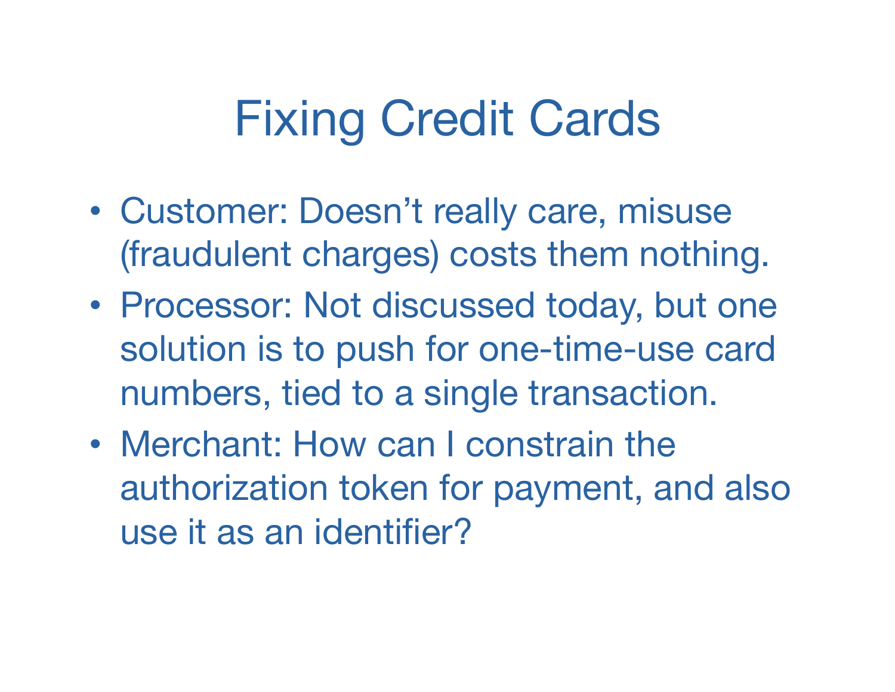# Fixing Credit Cards

- Customer: Doesn’t really care, misuse (fraudulent charges) costs them nothing.
- Processor: Not discussed today, but one solution is to push for one-time-use card numbers, tied to a single transaction.
- Merchant: How can I constrain the authorization token for payment, and also use it as an identifier?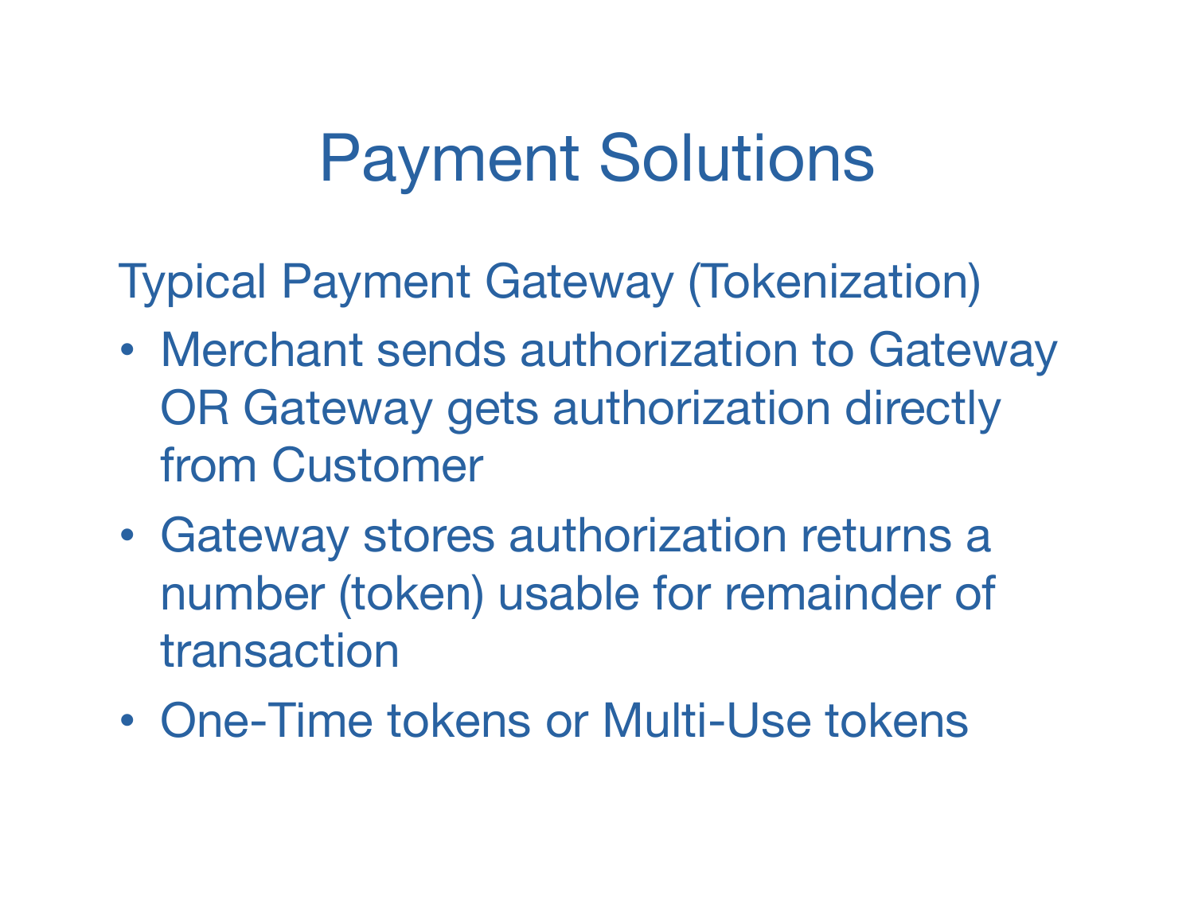# Payment Solutions

Typical Payment Gateway (Tokenization)

- Merchant sends authorization to Gateway OR Gateway gets authorization directly from Customer
- Gateway stores authorization returns a number (token) usable for remainder of transaction
- One-Time tokens or Multi-Use tokens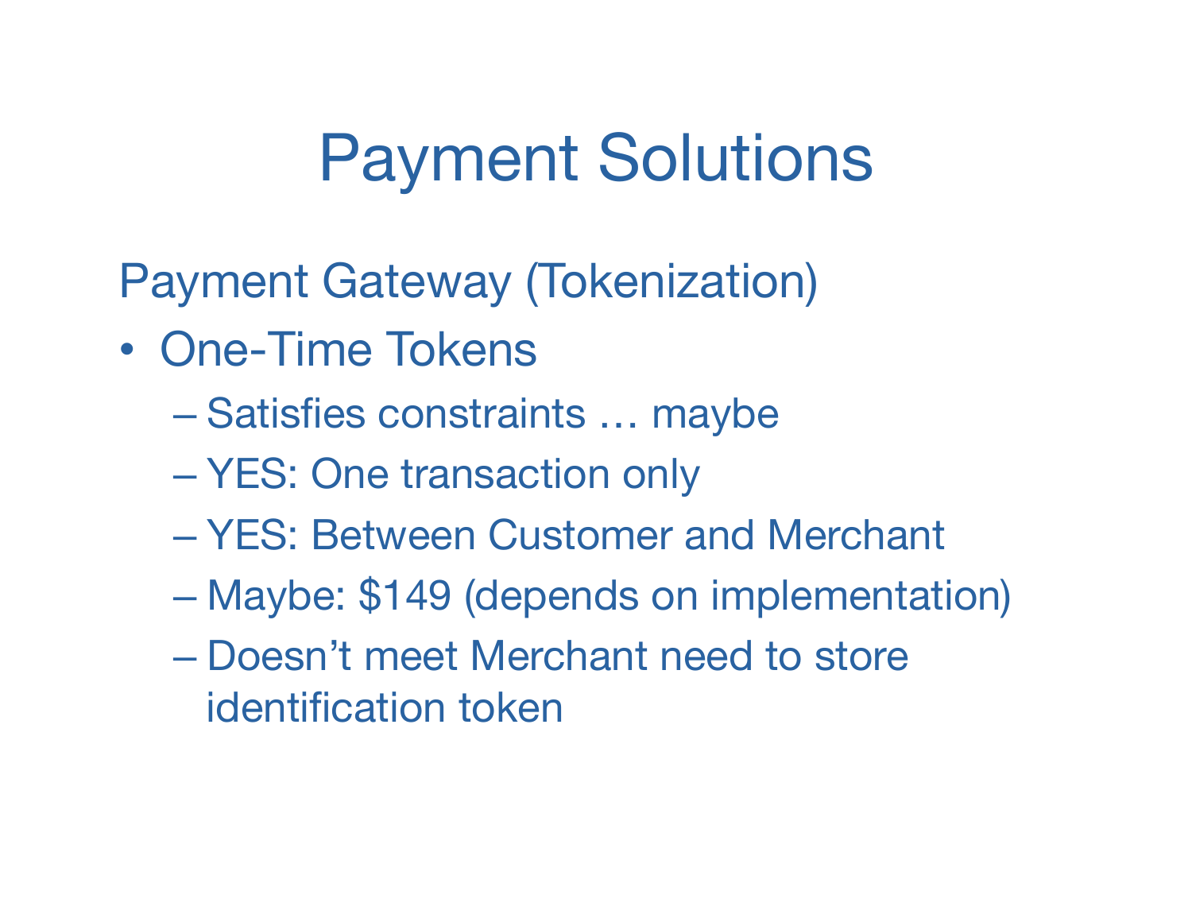# Payment Solutions

Payment Gateway (Tokenization)

- One-Time Tokens
  - Satisfies constraints … maybe
  - YES: One transaction only
  - YES: Between Customer and Merchant
  - Maybe: $149 (depends on implementation)
  - Doesn't meet Merchant need to store identification token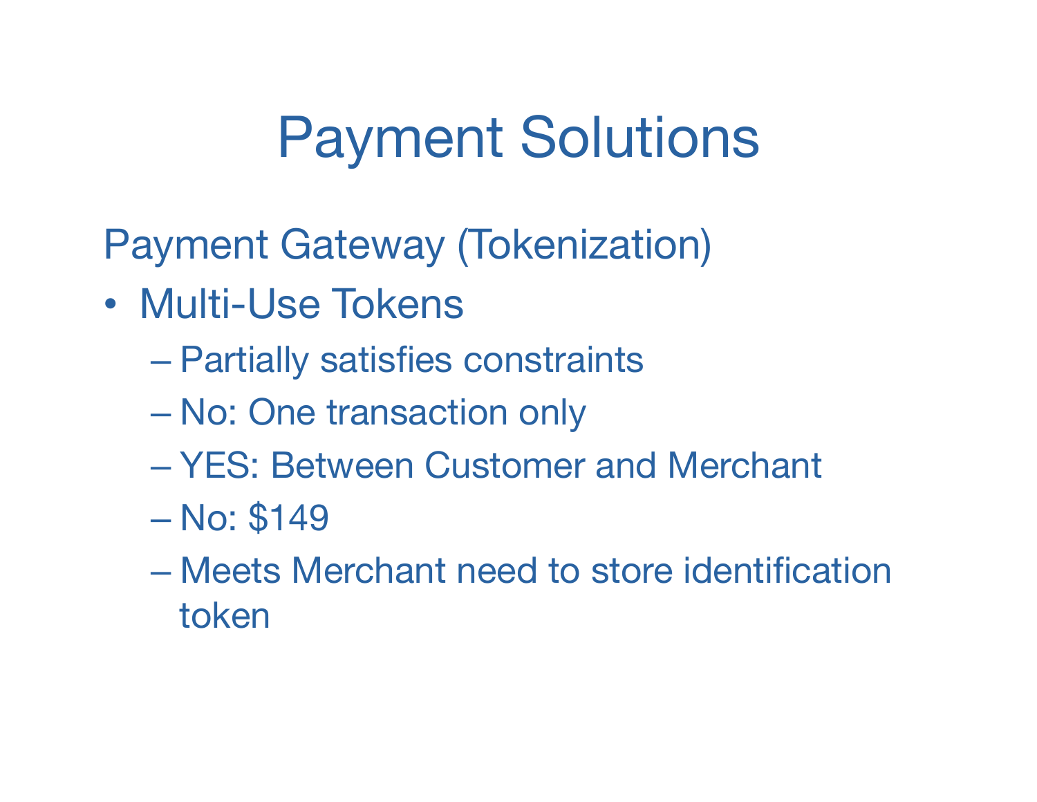# Payment Solutions

Payment Gateway (Tokenization)

- Multi-Use Tokens
  - Partially satisfies constraints
  - No: One transaction only
  - YES: Between Customer and Merchant
  - No: $149
  - Meets Merchant need to store identification token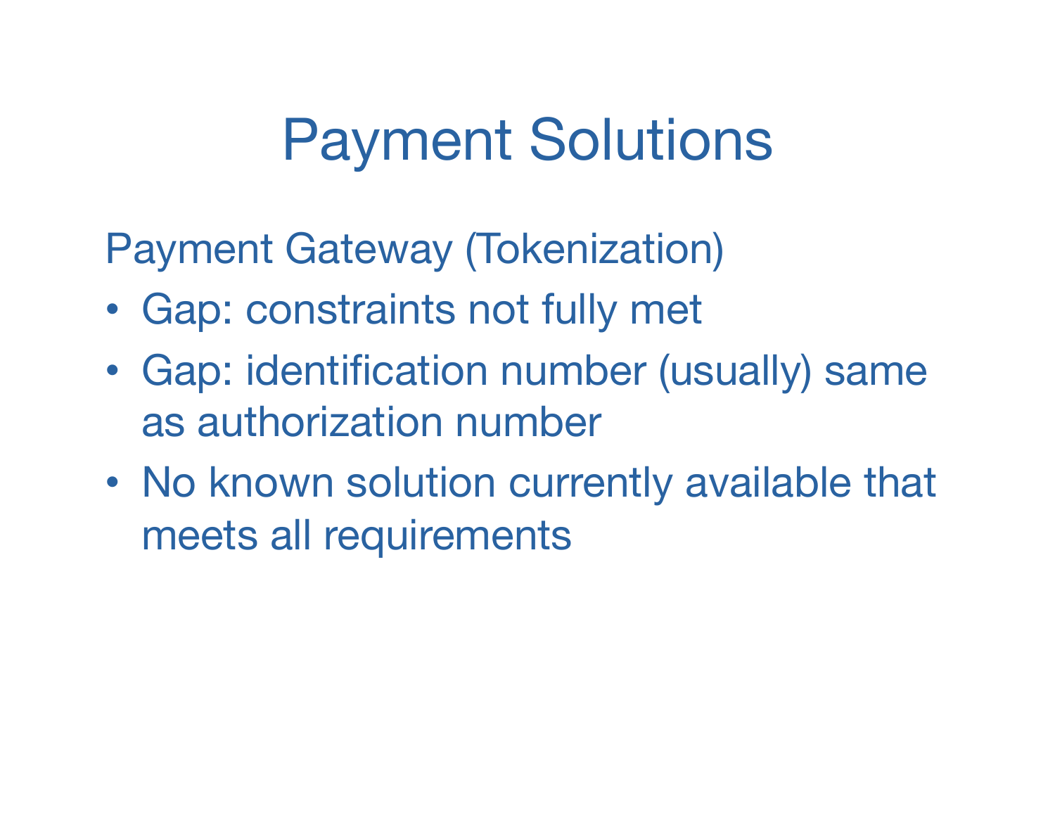# Payment Solutions

Payment Gateway (Tokenization)

- Gap: constraints not fully met
- Gap: identification number (usually) same as authorization number
- No known solution currently available that meets all requirements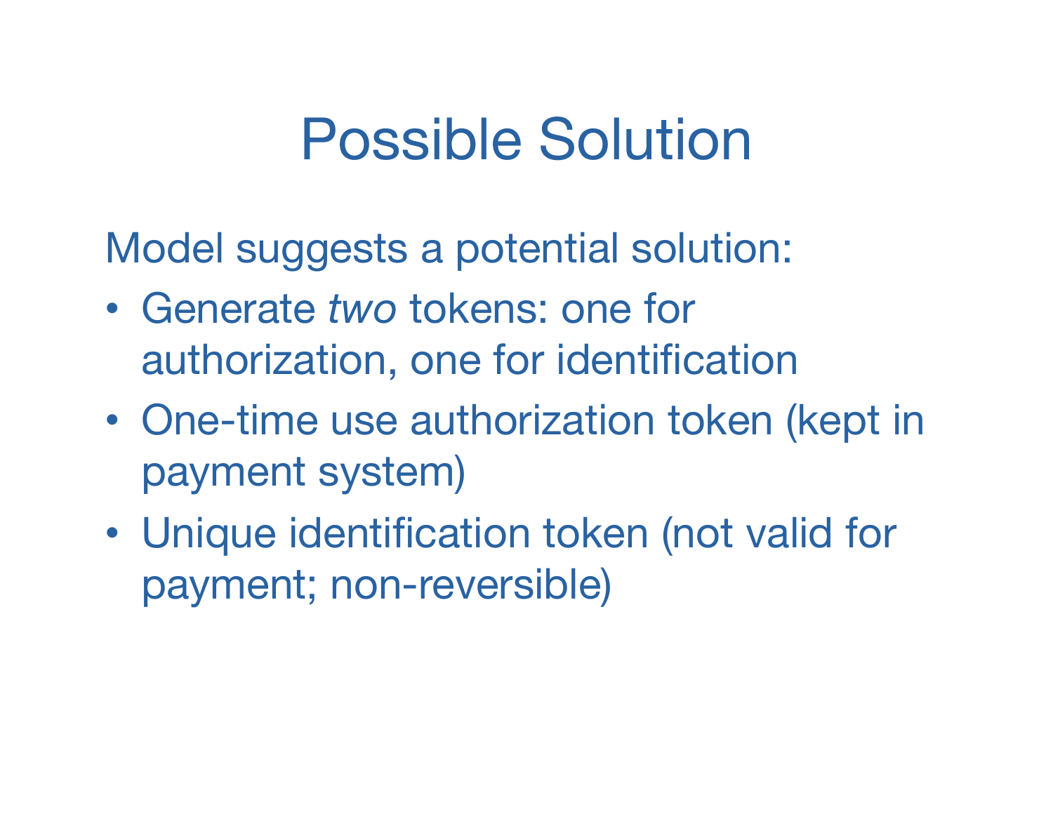# Possible Solution

Model suggests a potential solution:

- Generate *two* tokens: one for authorization, one for identification
- One-time use authorization token (kept in payment system)
- Unique identification token (not valid for payment; non-reversible)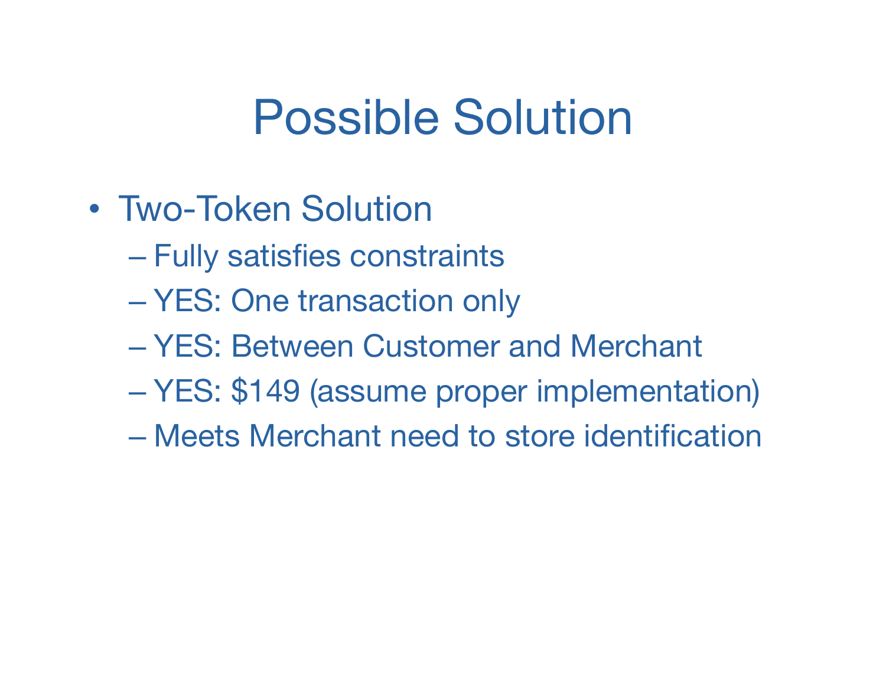# Possible Solution

- Two-Token Solution
  - Fully satisfies constraints
  - YES: One transaction only
  - YES: Between Customer and Merchant
  - YES: $149 (assume proper implementation)
  - Meets Merchant need to store identification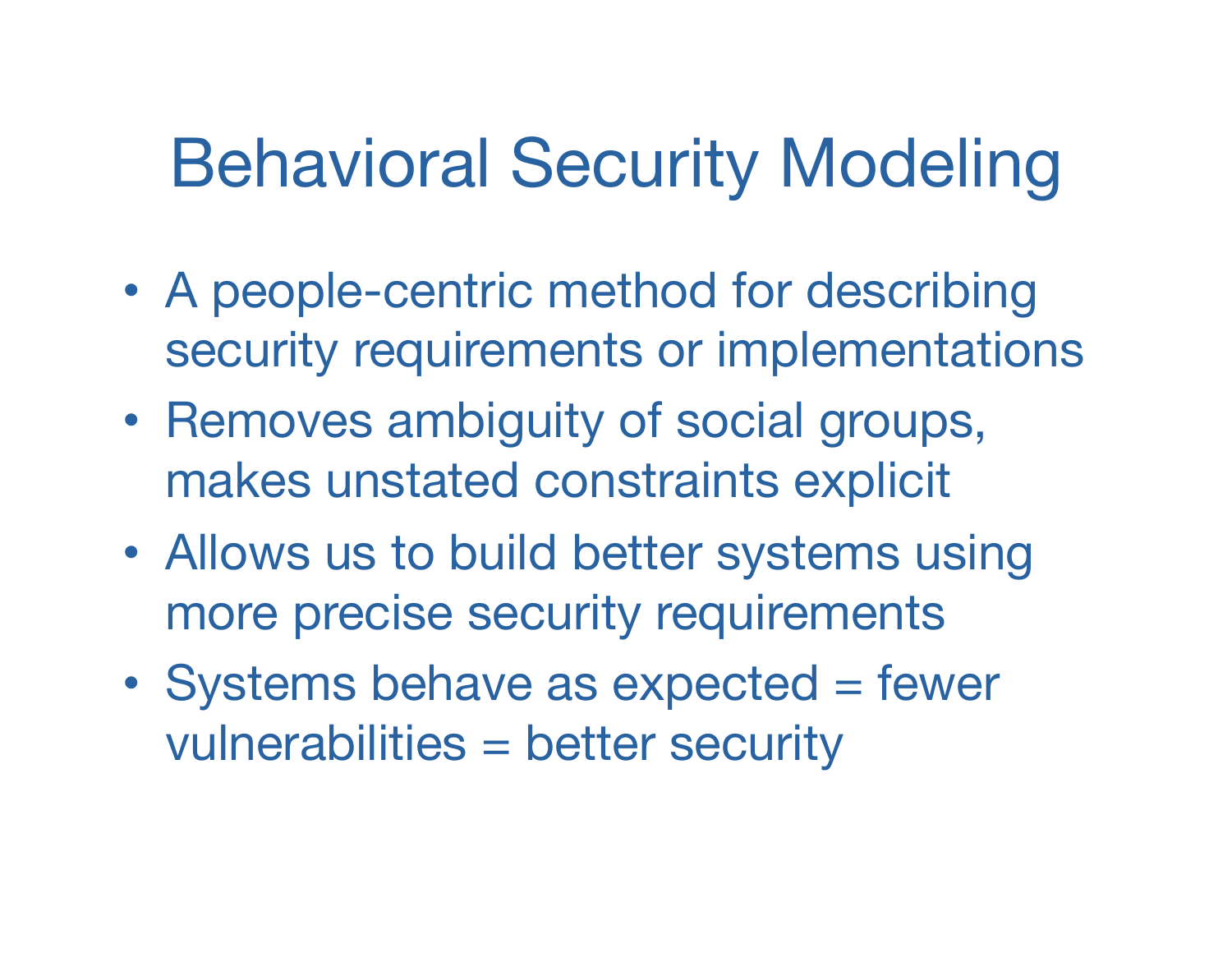# Behavioral Security Modeling

- A people-centric method for describing security requirements or implementations
- Removes ambiguity of social groups, makes unstated constraints explicit
- Allows us to build better systems using more precise security requirements
- Systems behave as expected = fewer vulnerabilities = better security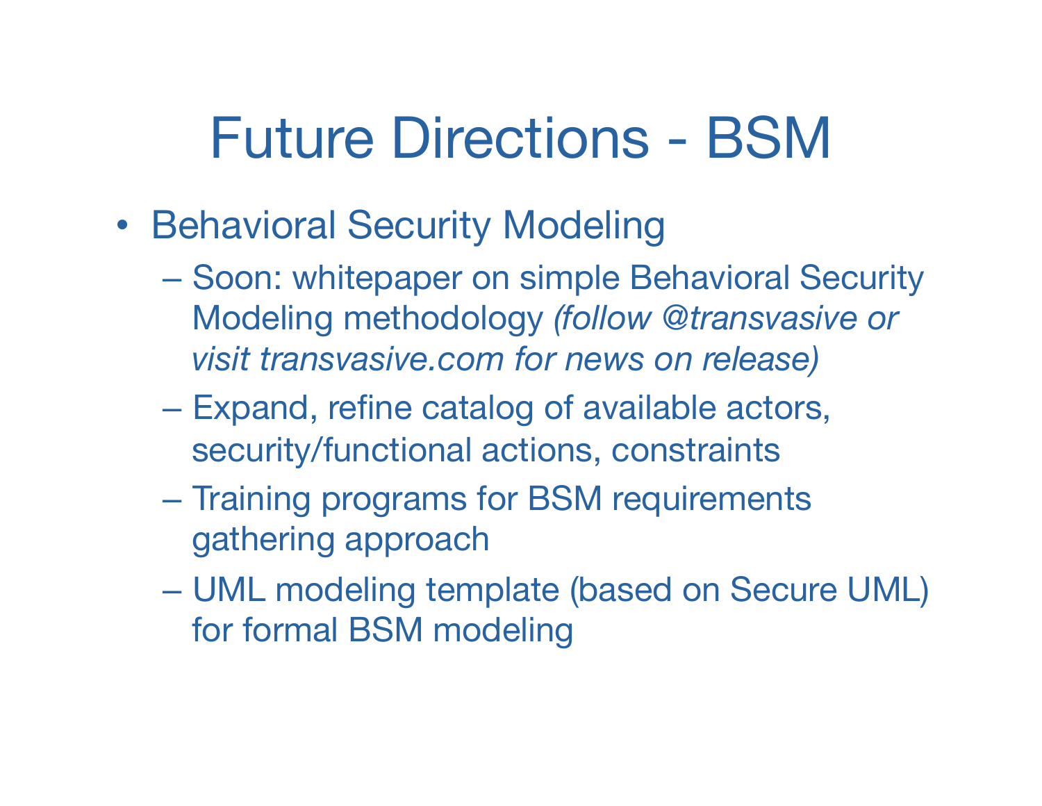# Future Directions - BSM

- Behavioral Security Modeling
  - Soon: whitepaper on simple Behavioral Security Modeling methodology *(follow @transvasive or visit transvasive.com for news on release)*
  - Expand, refine catalog of available actors, security/functional actions, constraints
  - Training programs for BSM requirements gathering approach
  - UML modeling template (based on Secure UML) for formal BSM modeling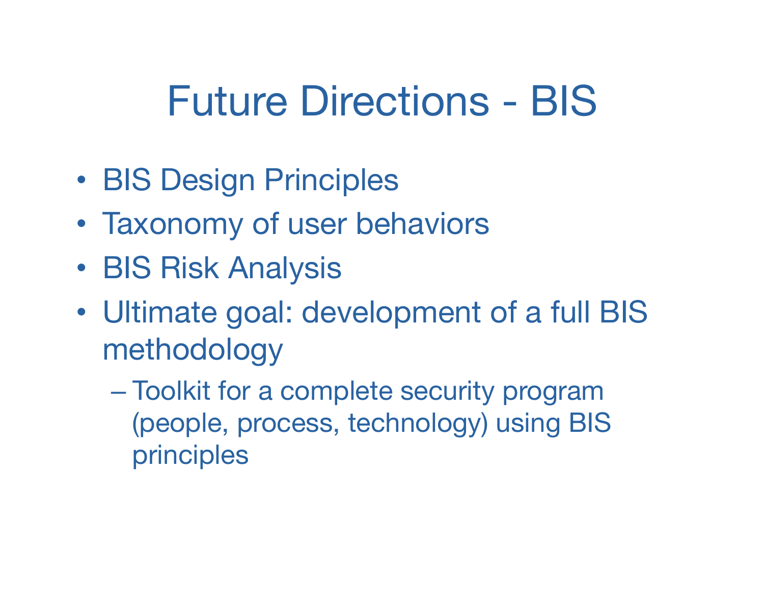# Future Directions - BIS

- BIS Design Principles
- Taxonomy of user behaviors
- BIS Risk Analysis
- Ultimate goal: development of a full BIS methodology
  - Toolkit for a complete security program (people, process, technology) using BIS principles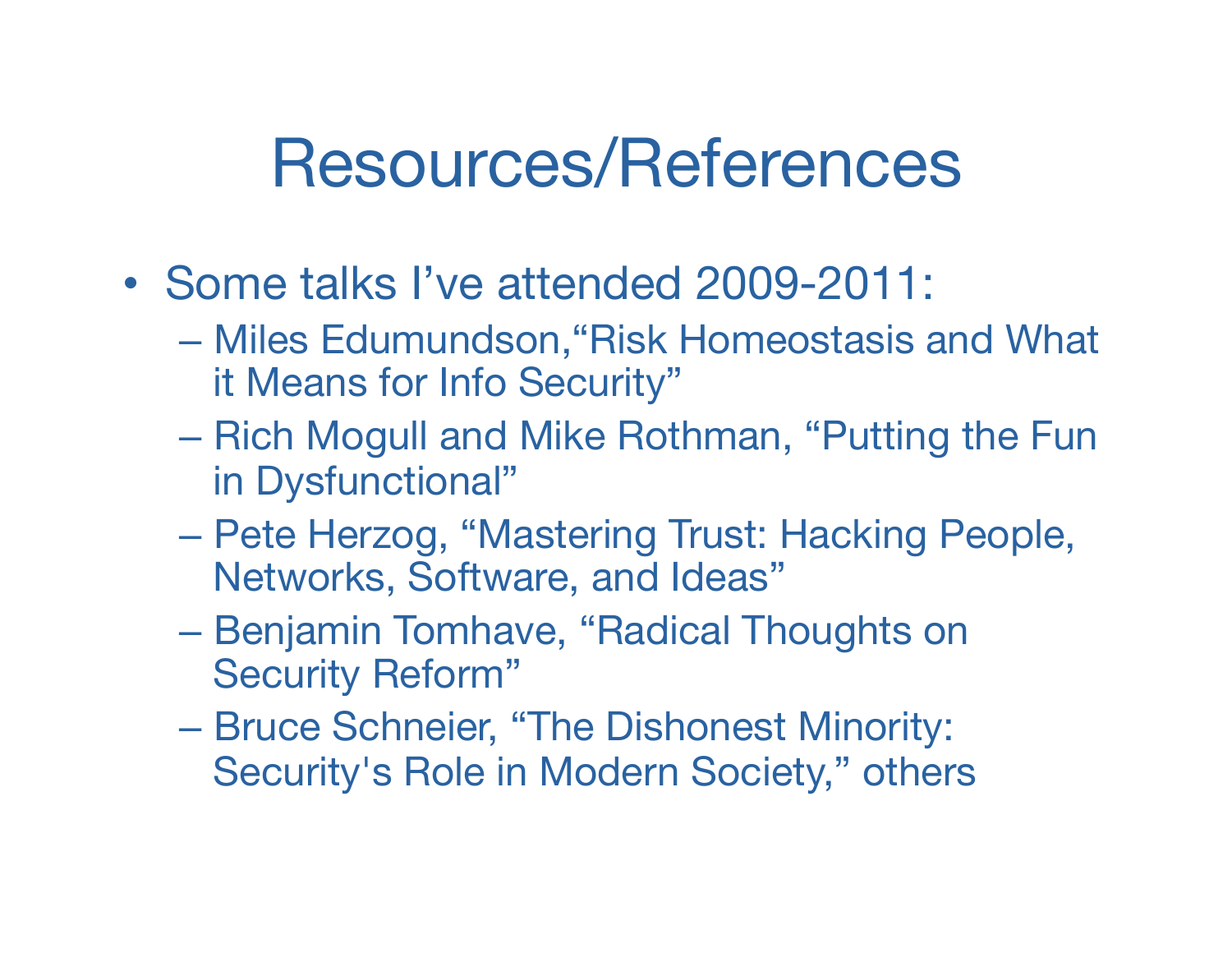# Resources/References

- Some talks I've attended 2009-2011:
  - Miles Edumundson,"Risk Homeostasis and What it Means for Info Security"
  - Rich Mogull and Mike Rothman, "Putting the Fun in Dysfunctional"
  - Pete Herzog, "Mastering Trust: Hacking People, Networks, Software, and Ideas"
  - Benjamin Tomhave, "Radical Thoughts on Security Reform"
  - Bruce Schneier, "The Dishonest Minority: Security's Role in Modern Society," others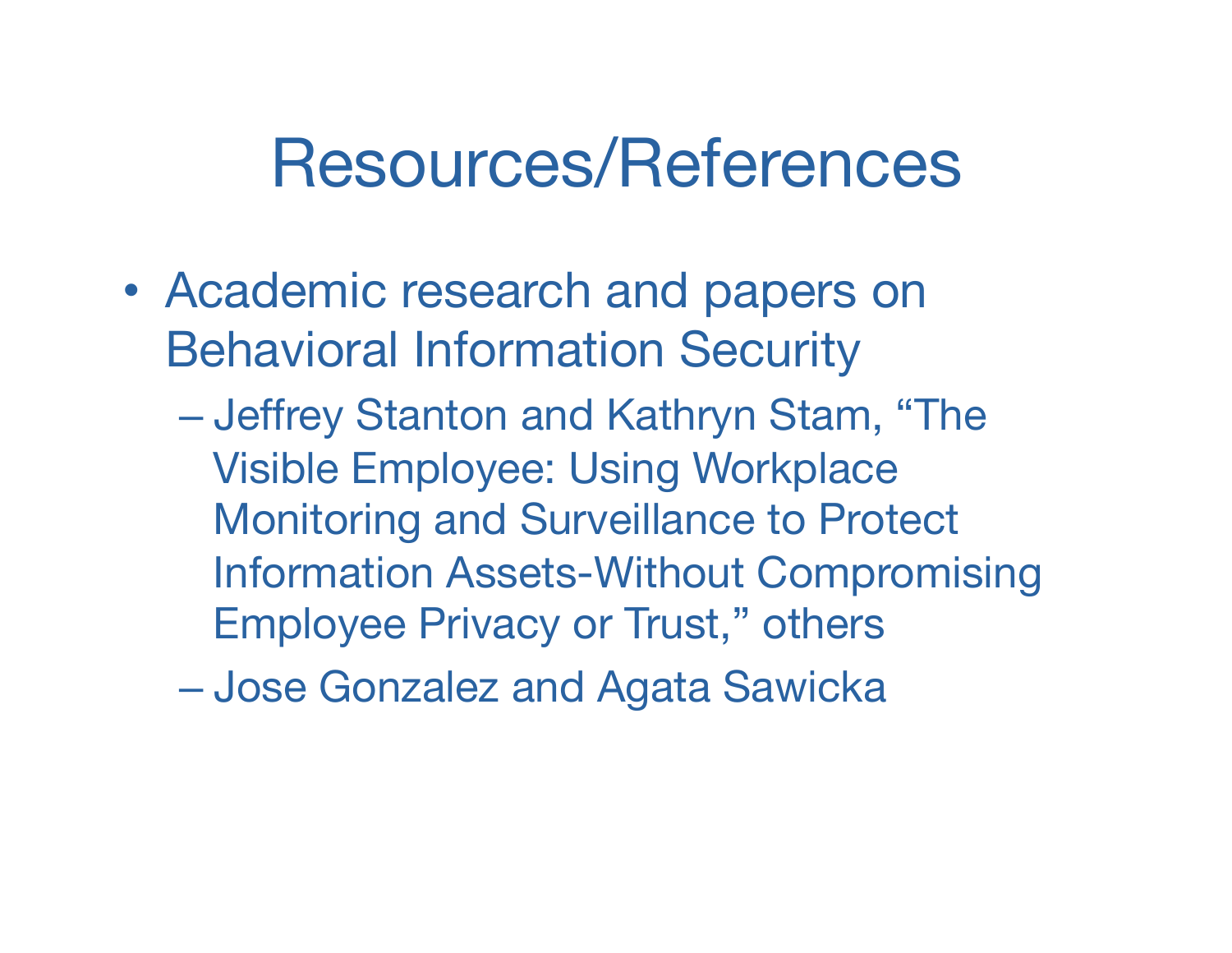# Resources/References

- Academic research and papers on Behavioral Information Security
  - Jeffrey Stanton and Kathryn Stam, "The Visible Employee: Using Workplace Monitoring and Surveillance to Protect Information Assets-Without Compromising Employee Privacy or Trust," others
  - Jose Gonzalez and Agata Sawicka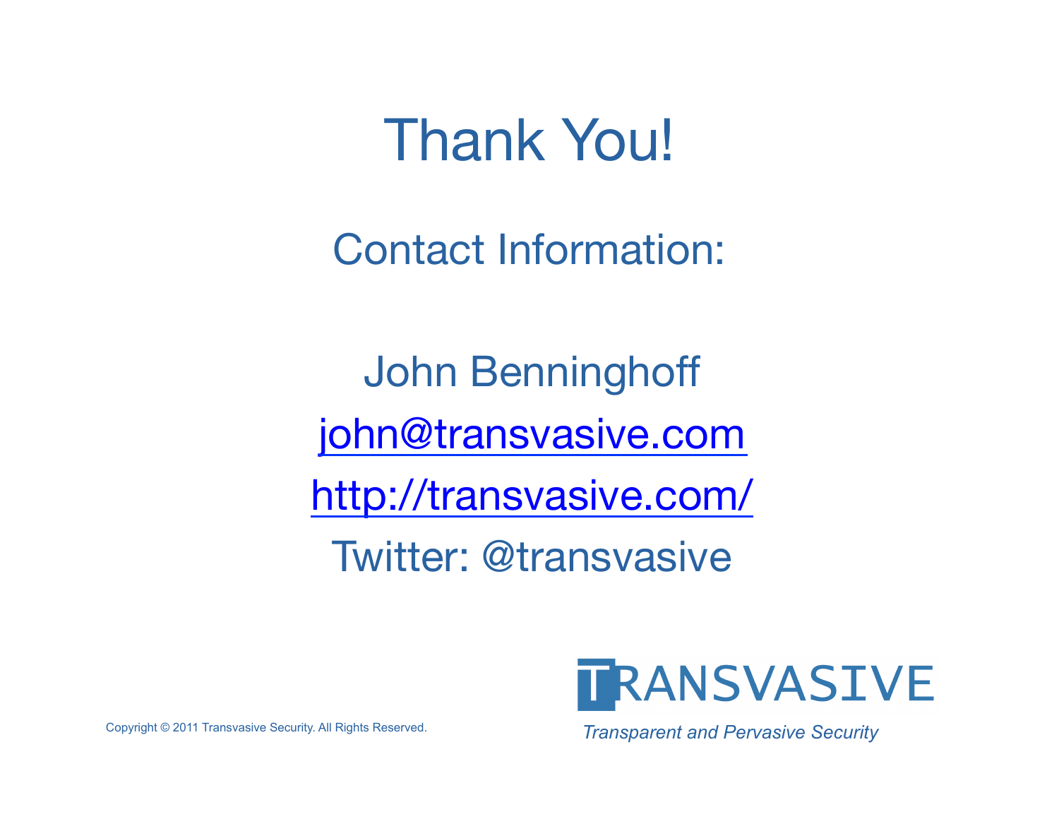# Thank You!

## Contact Information:

John Benninghoff

john@transvasive.com

http://transvasive.com/

Twitter: @transvasive

TRANSVASIVE

*Transparent and Pervasive Security*

Copyright © 2011 Transvasive Security. All Rights Reserved.